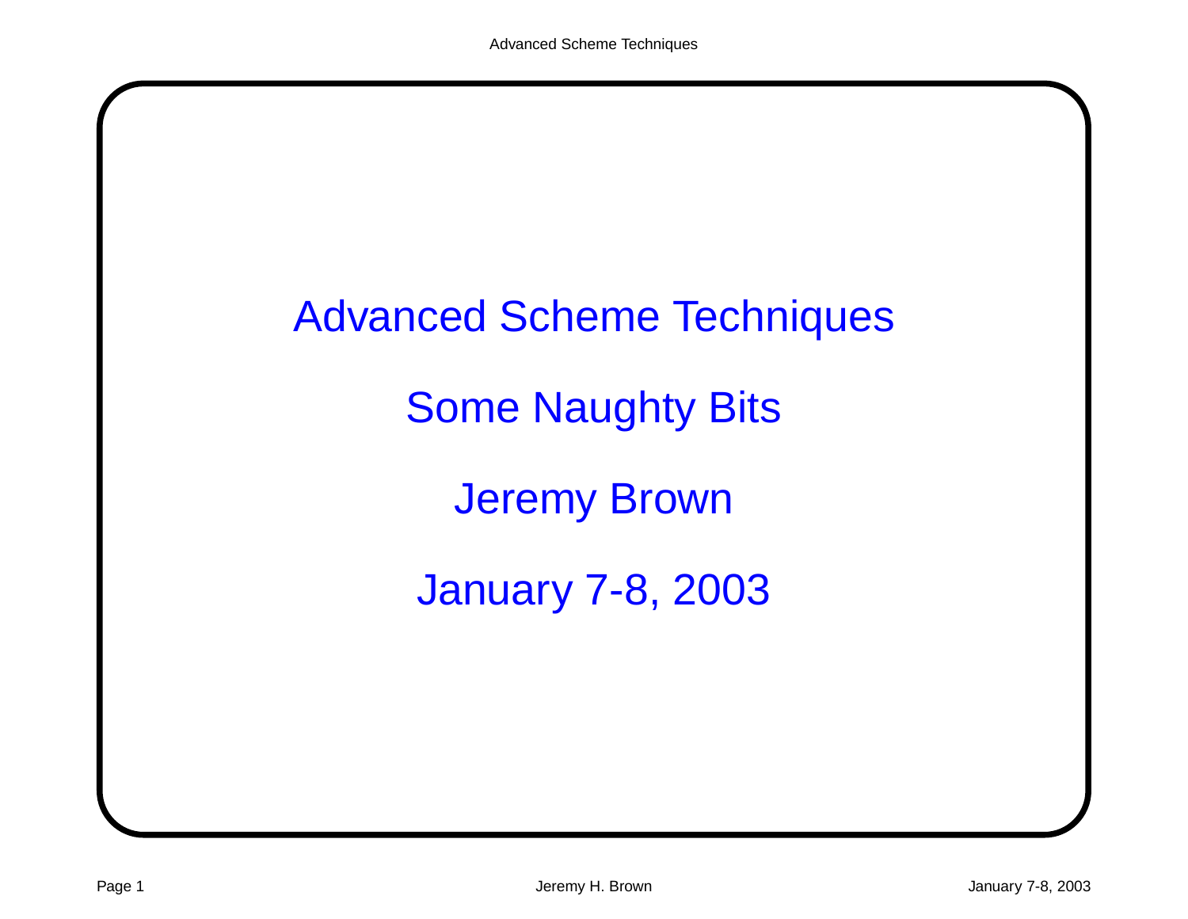# Advanced Scheme Techniques

## Some Naughty Bits

Jeremy Brown

January 7-8, 2003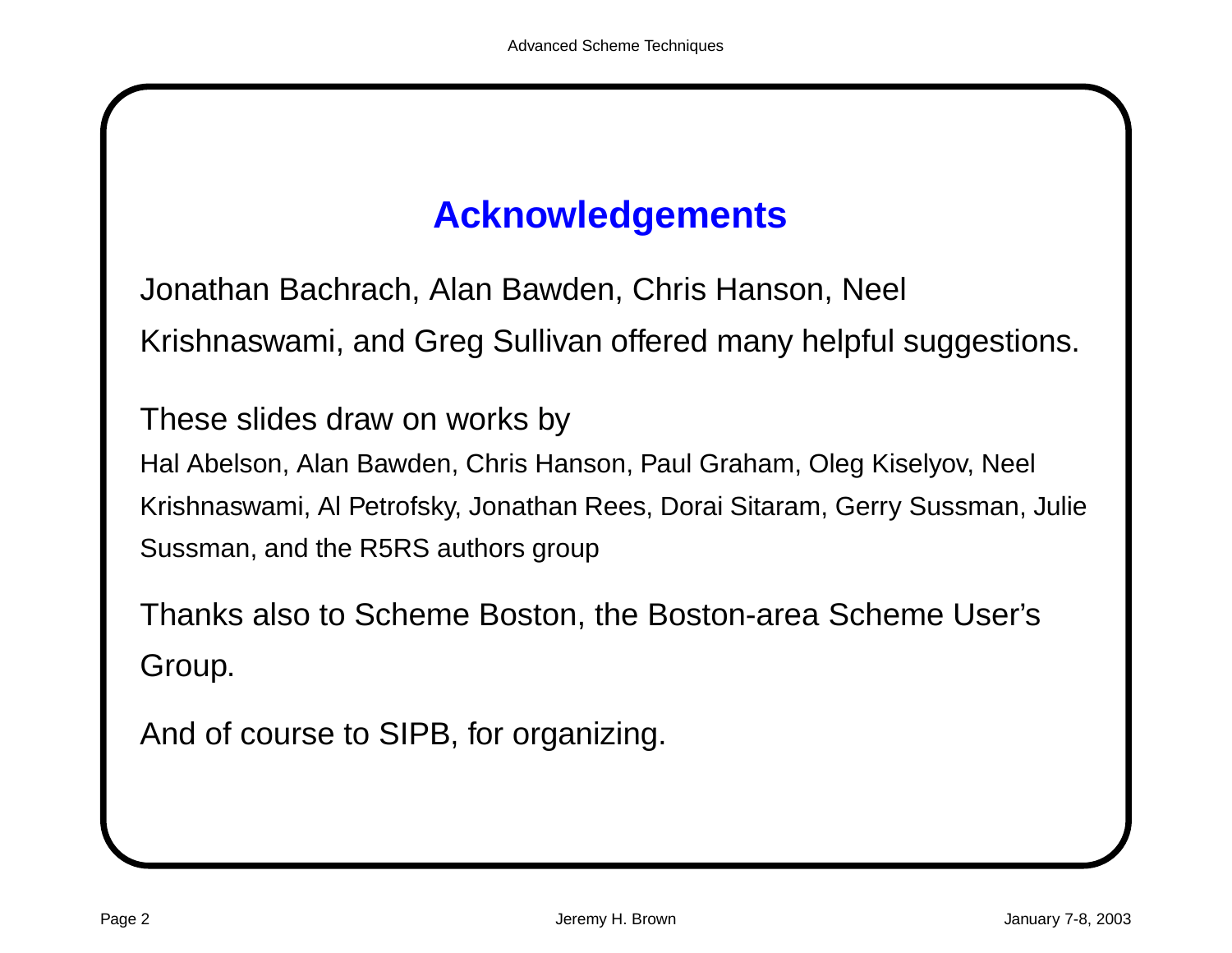## Acknowledgements

Jonathan Bachrach, Alan Bawden, Chris Hanson, Neel Krishnaswami, and Greg Sullivan offered many helpful suggestions.

These slides draw on works by

Hal Abelson, Alan Bawden, Chris Hanson, Paul Graham, Oleg Kiselyov, Neel Krishnaswami, Al Petrofsky, Jonathan Rees, Dorai Sitaram, Gerry Sussman, Julie Sussman, and the R5RS authors group

Thanks also to Scheme Boston, the Boston-area Scheme User's Group.

And of course to SIPB, for organizing.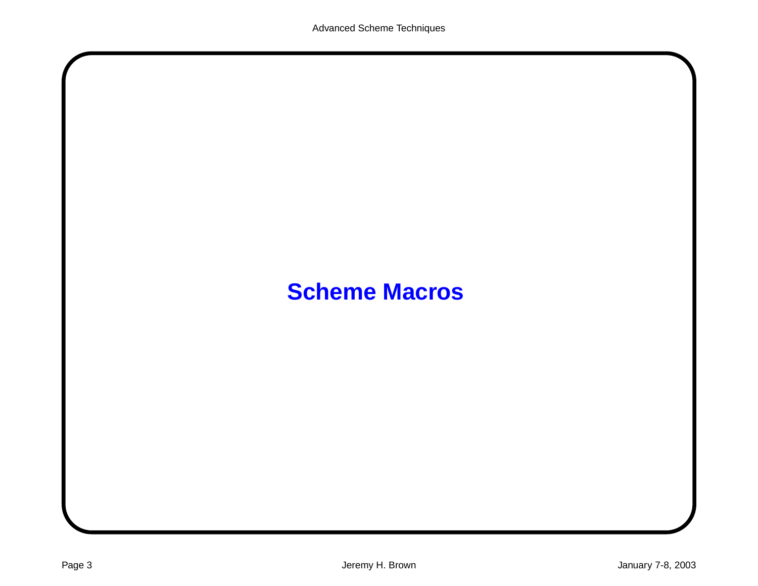# Scheme Macros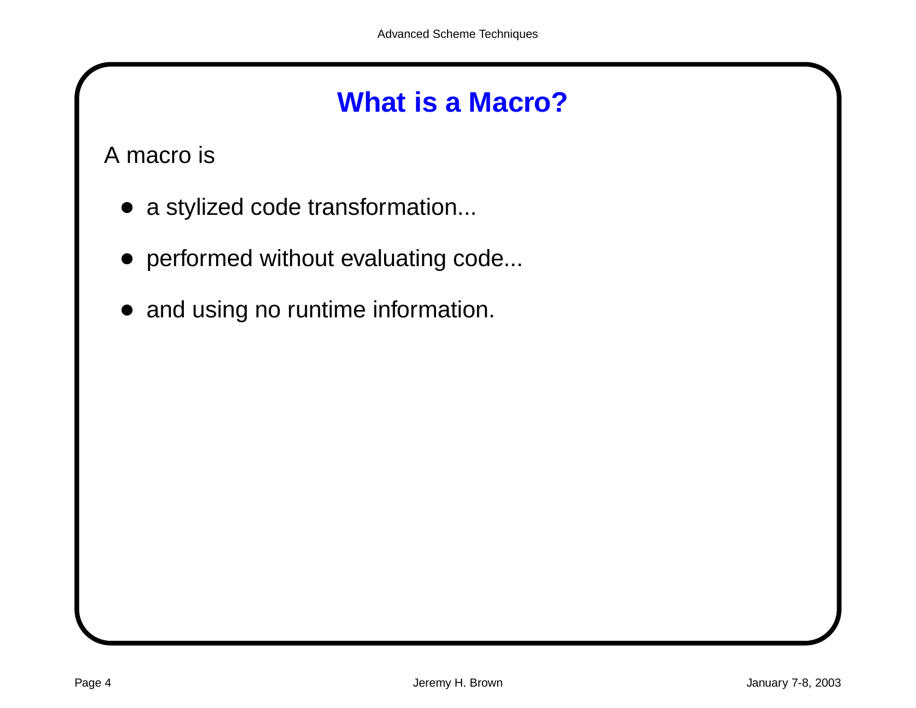# What is a Macro?

A macro is

- a stylized code transformation...
- performed without evaluating code...
- and using no runtime information.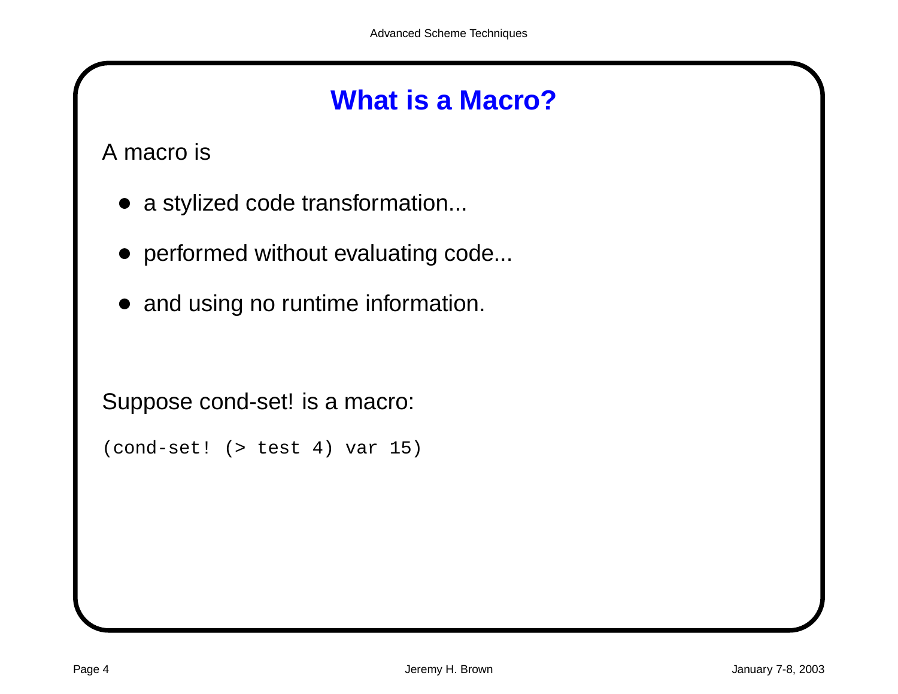# What is a Macro?

A macro is

- a stylized code transformation...
- performed without evaluating code...
- and using no runtime information.

Suppose cond-set! is a macro:

```
(cond-set! (> test 4) var 15)
```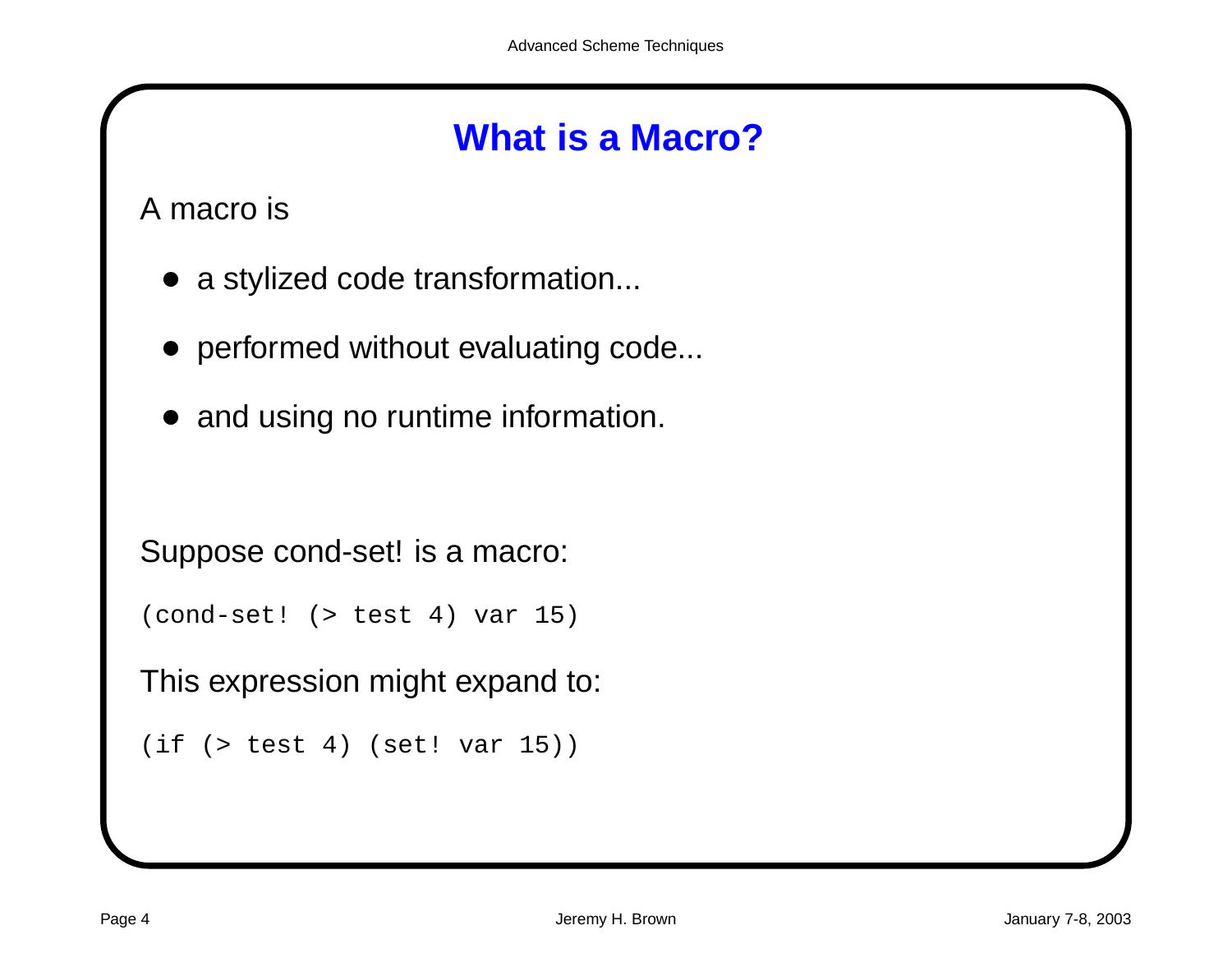# What is a Macro?

A macro is

- a stylized code transformation...
- performed without evaluating code...
- and using no runtime information.

Suppose cond-set! is a macro:

```
(cond-set! (> test 4) var 15)
```

This expression might expand to:

```
(if (> test 4) (set! var 15))
```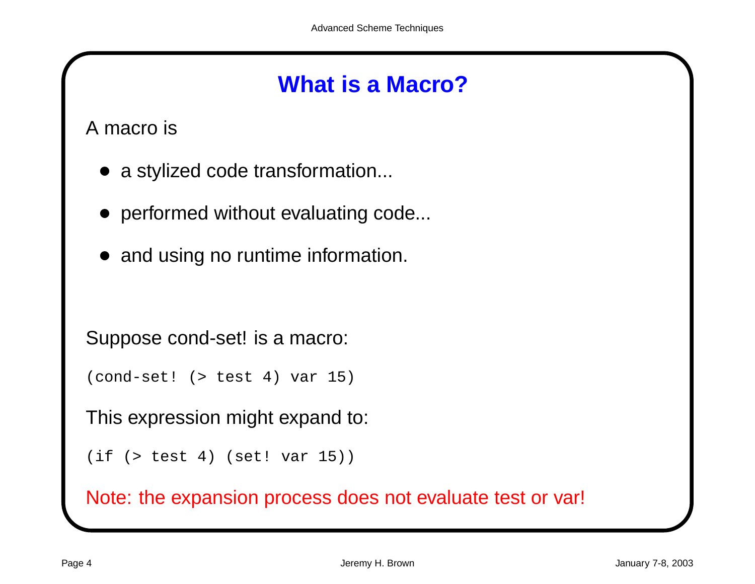# What is a Macro?

A macro is

- a stylized code transformation...
- performed without evaluating code...
- and using no runtime information.

Suppose cond-set! is a macro:

```
(cond-set! (> test 4) var 15)
```

This expression might expand to:

```
(if (> test 4) (set! var 15))
```

Note: the expansion process does not evaluate test or var!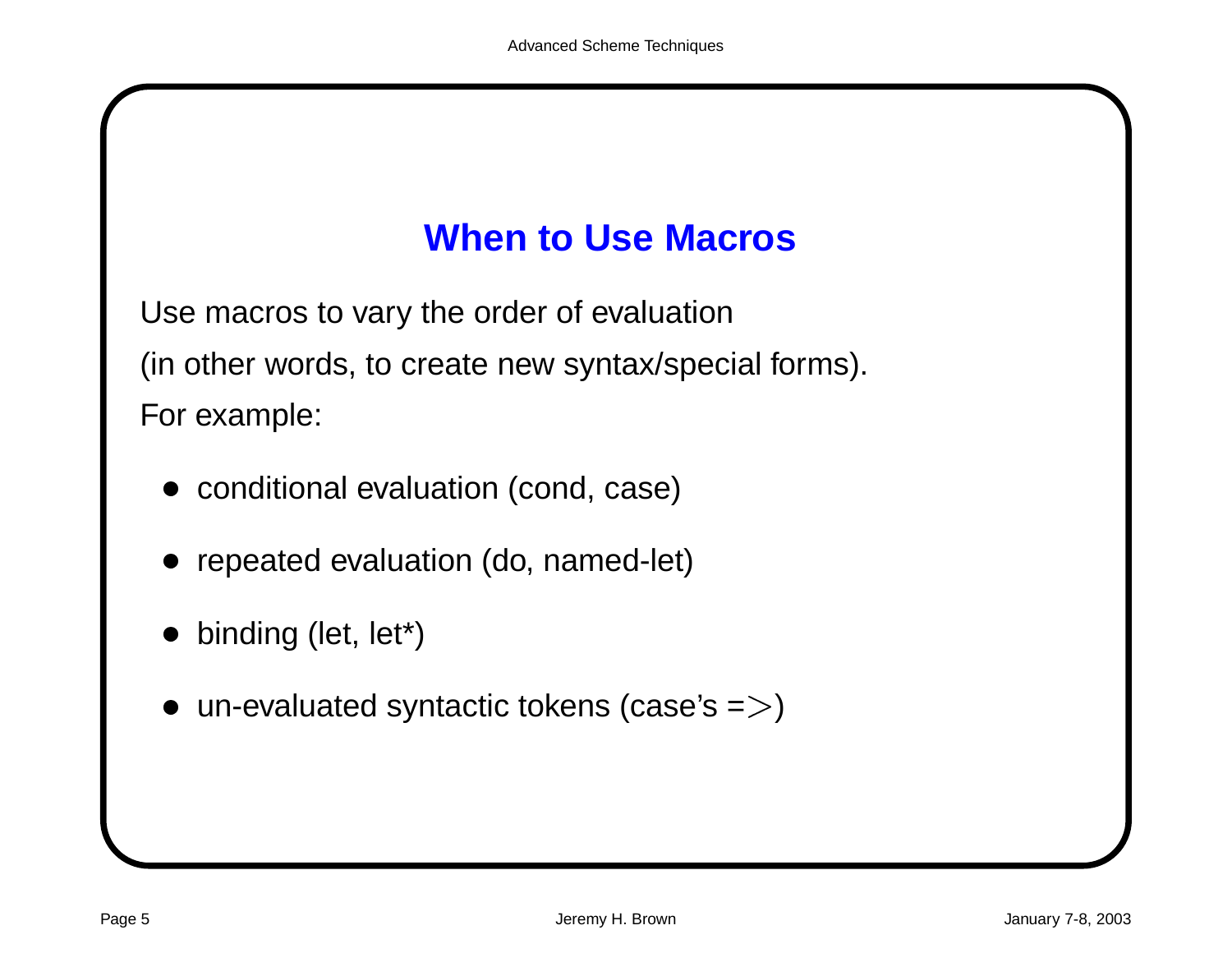## When to Use Macros

Use macros to vary the order of evaluation

(in other words, to create new syntax/special forms).

For example:

- conditional evaluation (cond, case)
- repeated evaluation (do, named-let)
- binding (let, let*)
- un-evaluated syntactic tokens (case's =>)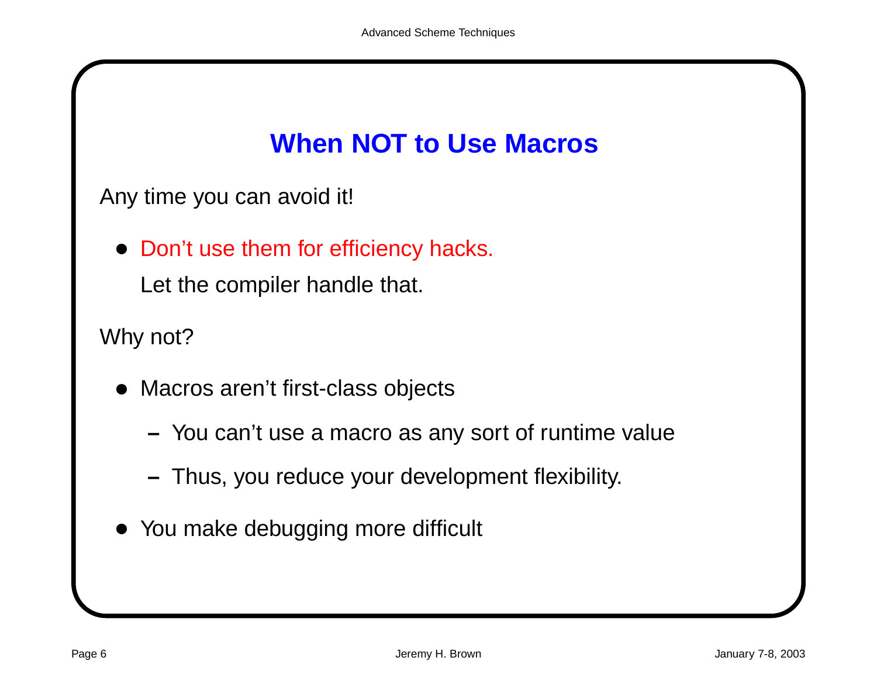## When NOT to Use Macros

Any time you can avoid it!

- Don't use them for efficiency hacks.

  Let the compiler handle that.

Why not?

- Macros aren't first-class objects
  - You can't use a macro as any sort of runtime value
  - Thus, you reduce your development flexibility.
- You make debugging more difficult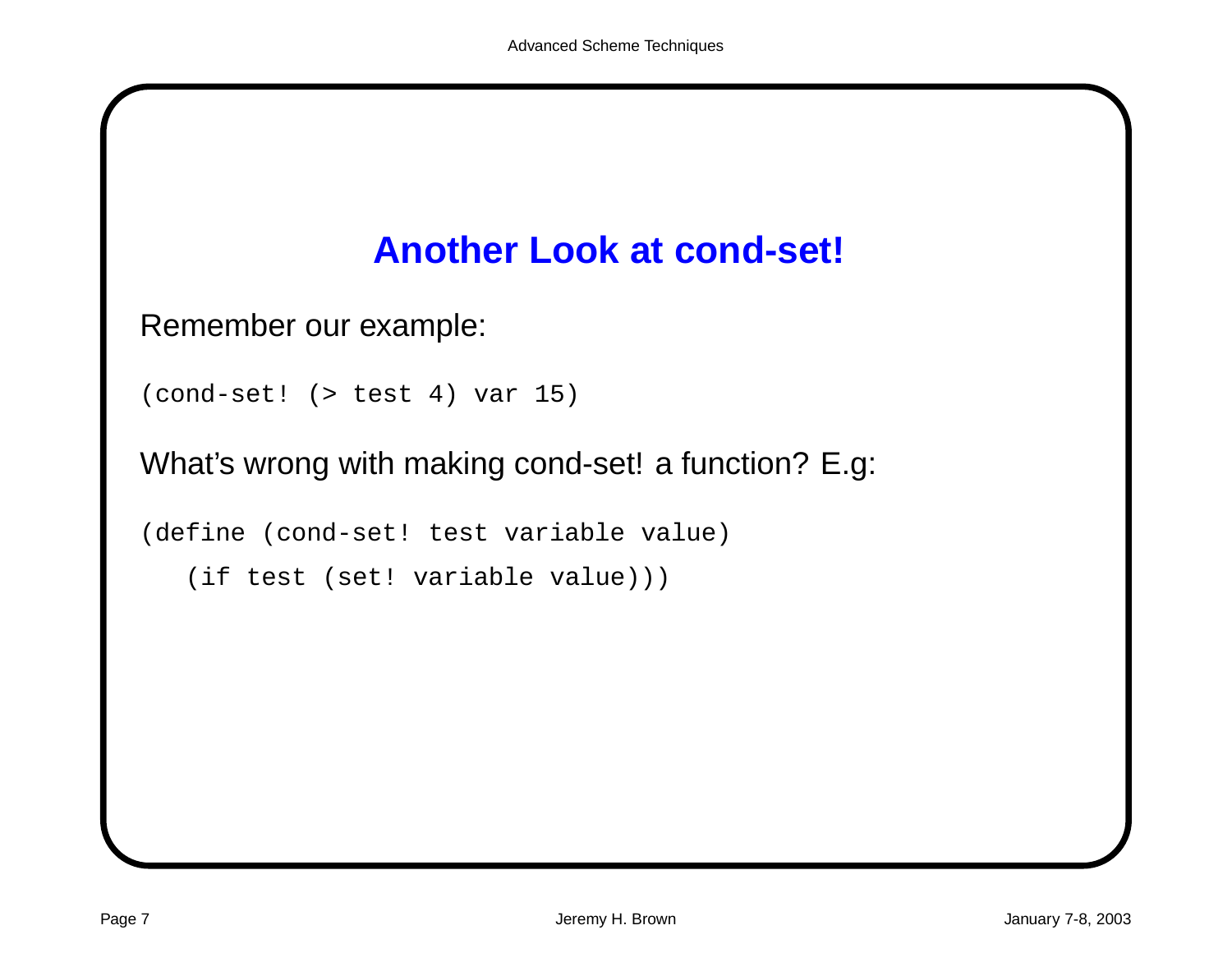# Another Look at cond-set!

Remember our example:

```
(cond-set! (> test 4) var 15)
```

What's wrong with making cond-set! a function? E.g:

```
(define (cond-set! test variable value)
   (if test (set! variable value)))
```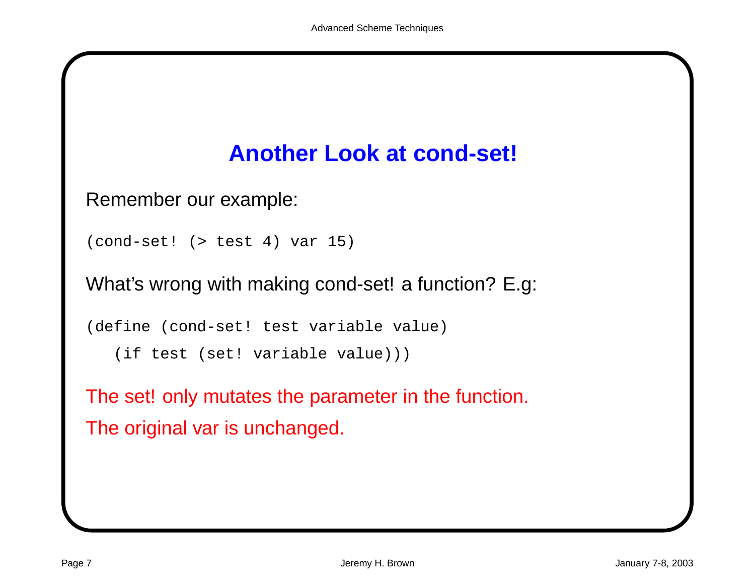# Another Look at cond-set!

Remember our example:

```
(cond-set! (> test 4) var 15)
```

What's wrong with making cond-set! a function? E.g:

```
(define (cond-set! test variable value)
   (if test (set! variable value)))
```

The set! only mutates the parameter in the function.

The original var is unchanged.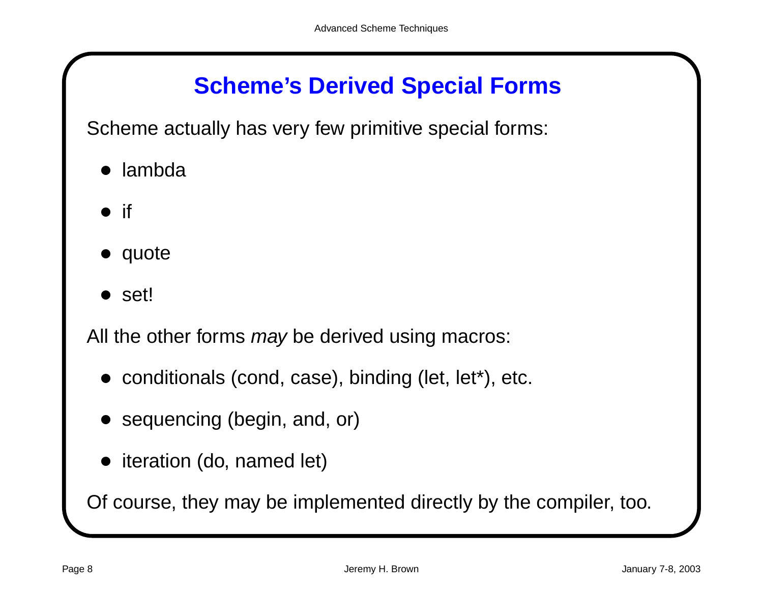# Scheme's Derived Special Forms

Scheme actually has very few primitive special forms:

- lambda
- if
- quote
- set!

All the other forms *may* be derived using macros:

- conditionals (cond, case), binding (let, let*), etc.
- sequencing (begin, and, or)
- iteration (do, named let)

Of course, they may be implemented directly by the compiler, too.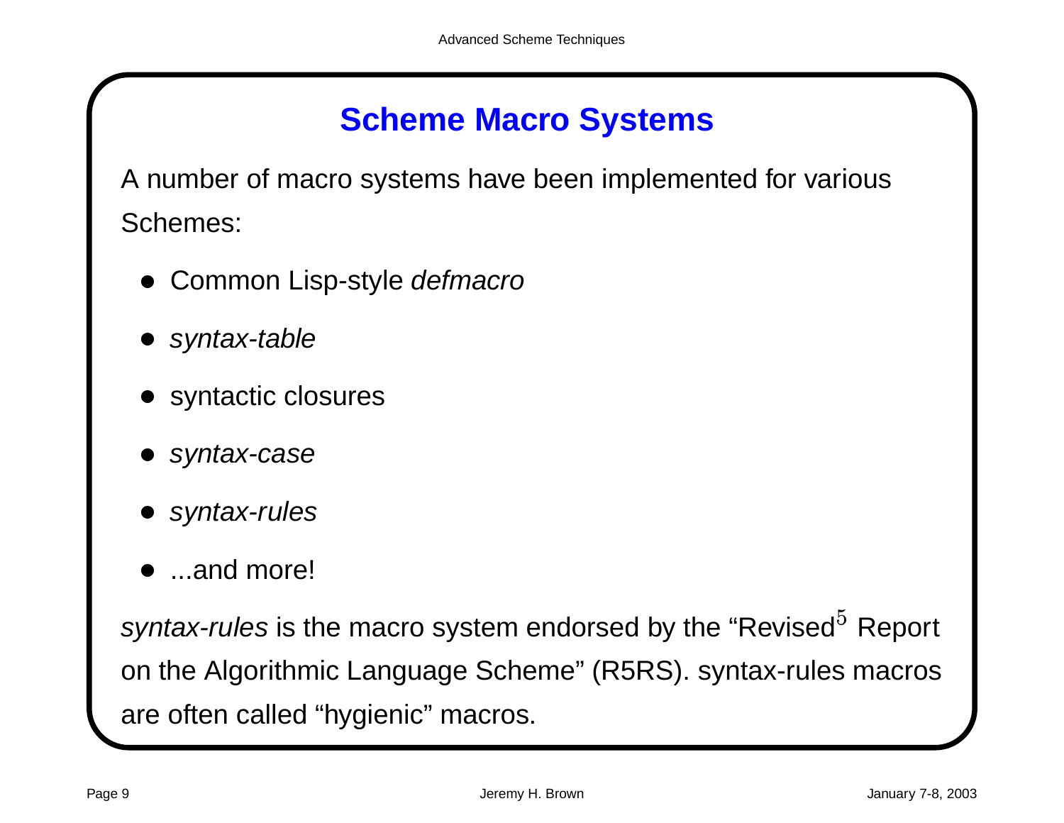# Scheme Macro Systems

A number of macro systems have been implemented for various Schemes:

- Common Lisp-style *defmacro*
- *syntax-table*
- syntactic closures
- *syntax-case*
- *syntax-rules*
- ...and more!

*syntax-rules* is the macro system endorsed by the "Revised$^5$ Report on the Algorithmic Language Scheme" (R5RS). syntax-rules macros are often called "hygienic" macros.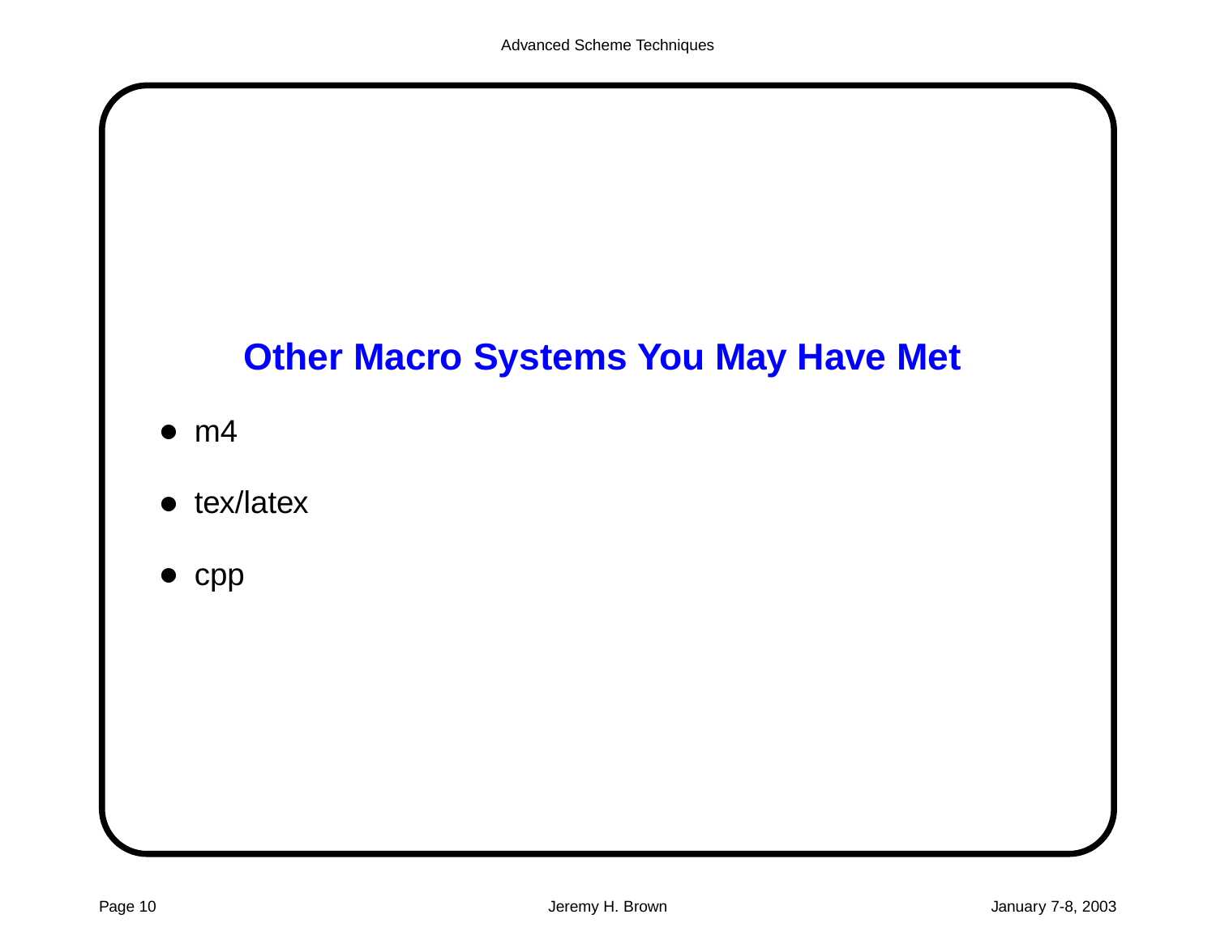# Other Macro Systems You May Have Met

- m4
- tex/latex
- cpp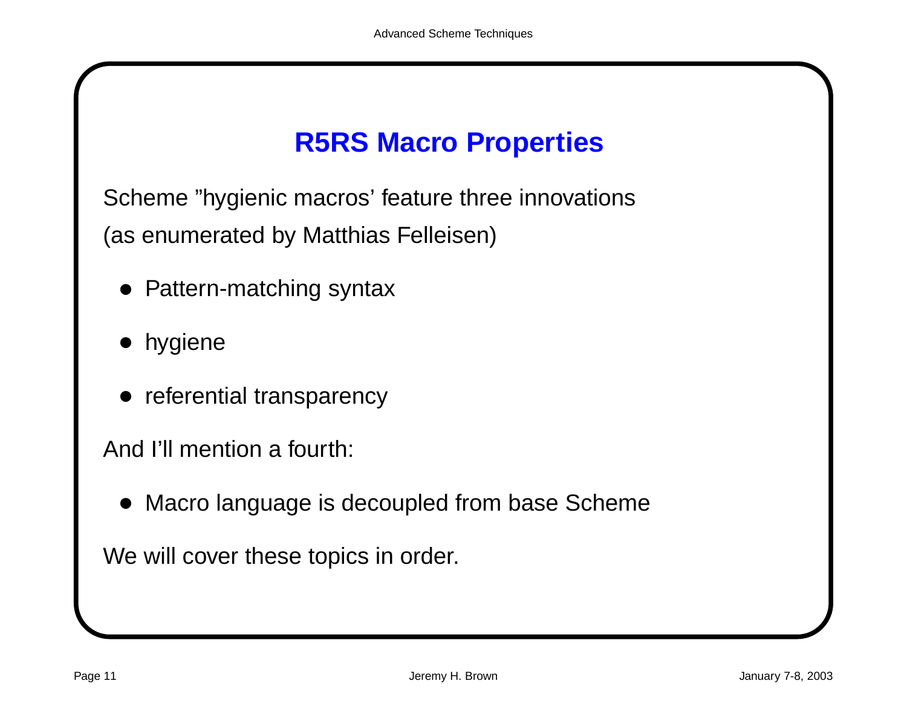# R5RS Macro Properties

Scheme ”hygienic macros’ feature three innovations (as enumerated by Matthias Felleisen)

- Pattern-matching syntax
- hygiene
- referential transparency

And I’ll mention a fourth:

- Macro language is decoupled from base Scheme

We will cover these topics in order.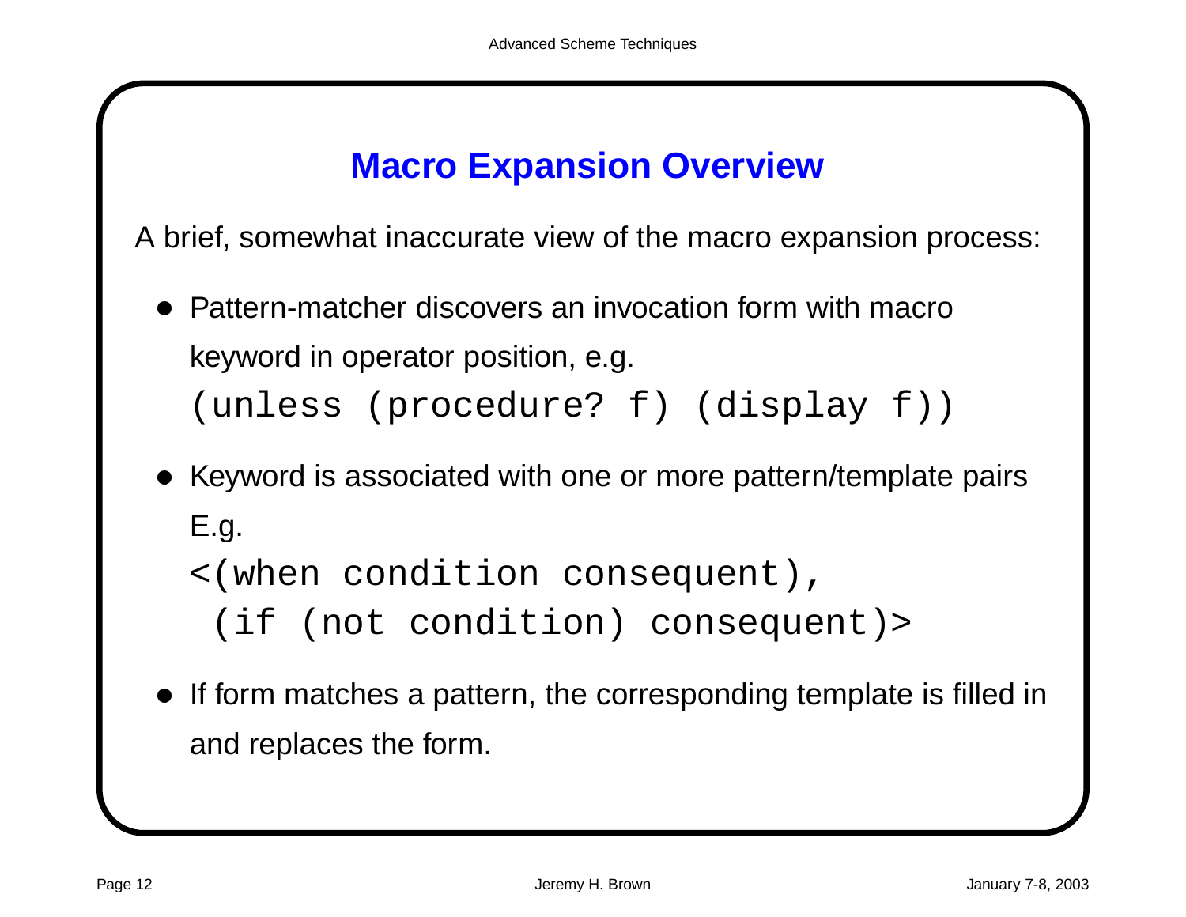## Macro Expansion Overview

A brief, somewhat inaccurate view of the macro expansion process:

- Pattern-matcher discovers an invocation form with macro keyword in operator position, e.g.
  ```
  (unless (procedure? f) (display f))
  ```
- Keyword is associated with one or more pattern/template pairs E.g.
  ```
  <(when condition consequent),
   (if (not condition) consequent)>
  ```
- If form matches a pattern, the corresponding template is filled in and replaces the form.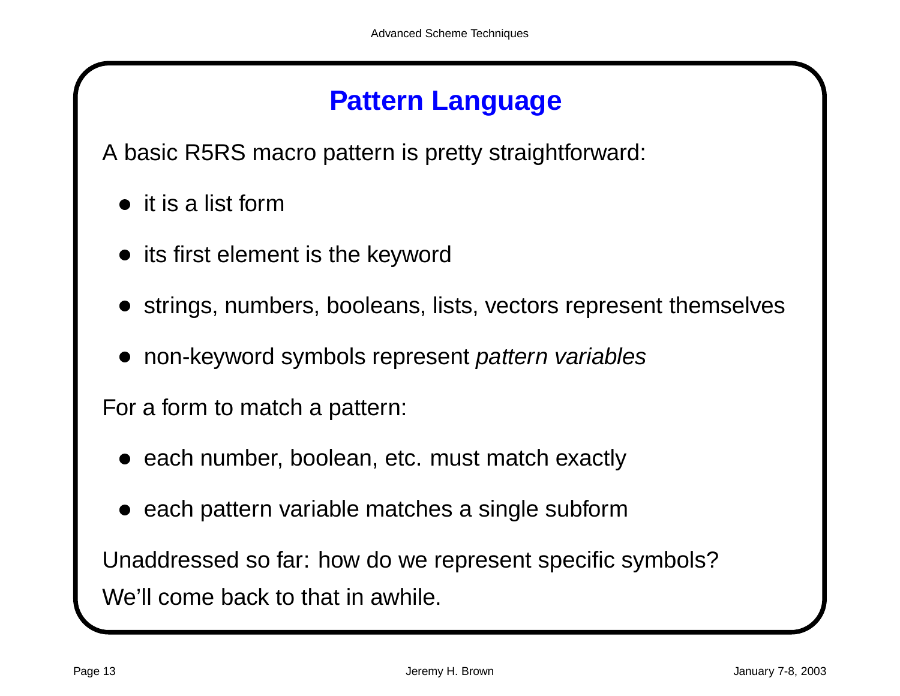# Pattern Language

A basic R5RS macro pattern is pretty straightforward:

- it is a list form
- its first element is the keyword
- strings, numbers, booleans, lists, vectors represent themselves
- non-keyword symbols represent *pattern variables*

For a form to match a pattern:

- each number, boolean, etc. must match exactly
- each pattern variable matches a single subform

Unaddressed so far: how do we represent specific symbols?

We'll come back to that in awhile.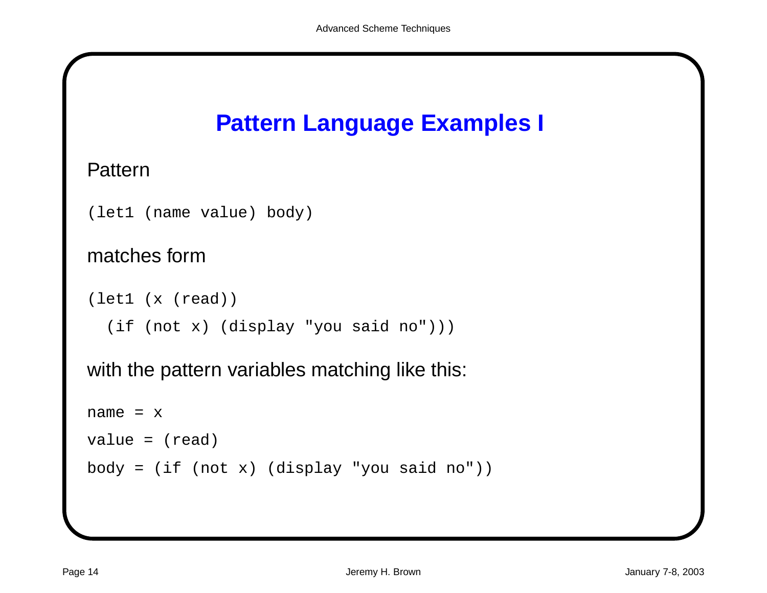# Pattern Language Examples I

Pattern

```
(let1 (name value) body)
```

matches form

```
(let1 (x (read))
  (if (not x) (display "you said no")))
```

with the pattern variables matching like this:

```
name = x
value = (read)
body = (if (not x) (display "you said no"))
```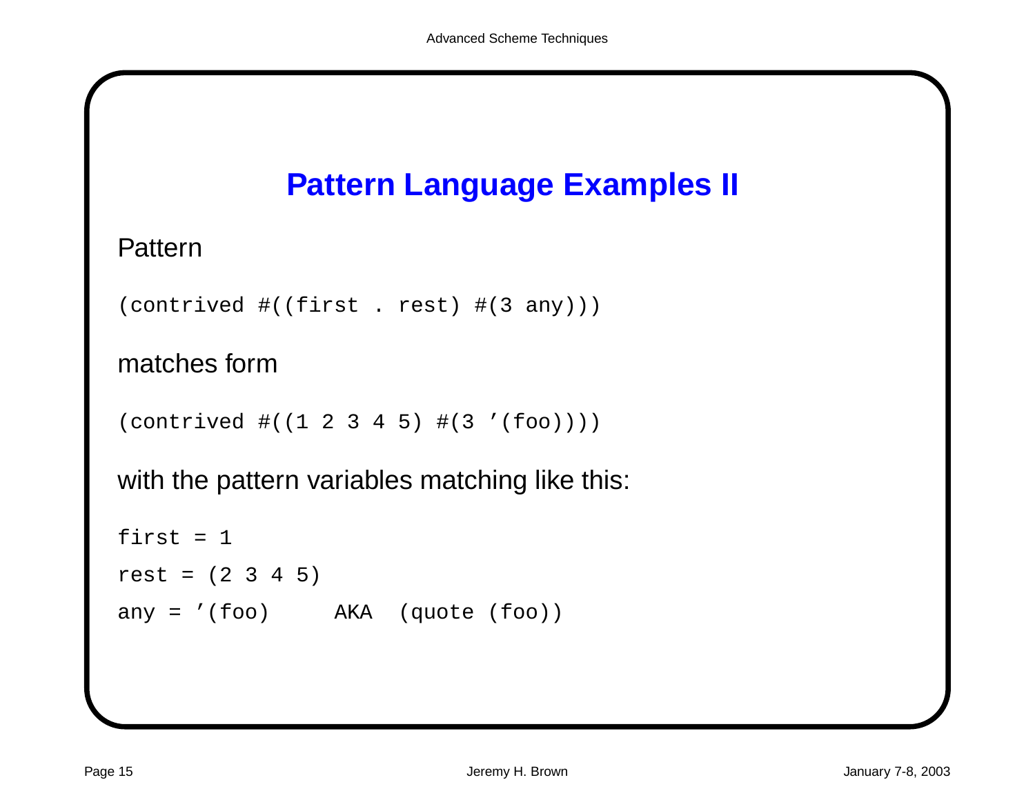# Pattern Language Examples II

Pattern

```
(contrived #((first . rest) #(3 any)))
```

matches form

```
(contrived #((1 2 3 4 5) #(3 '(foo))))
```

with the pattern variables matching like this:

```
first = 1
rest = (2 3 4 5)
any = '(foo)     AKA  (quote (foo))
```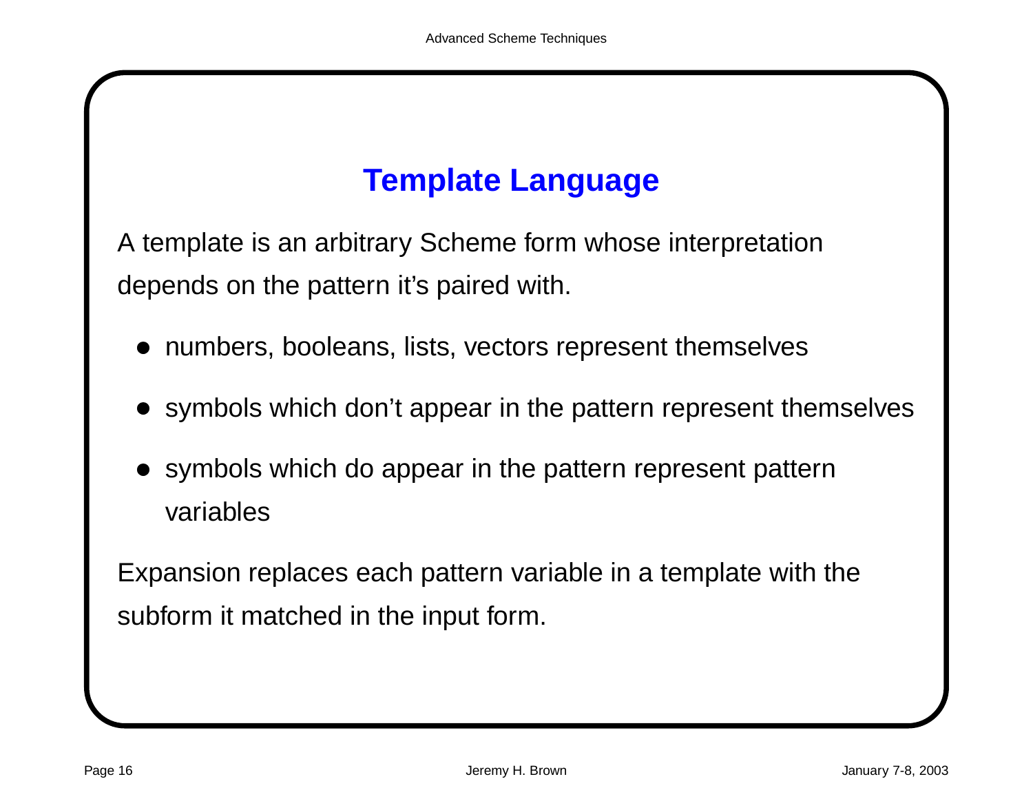## Template Language

A template is an arbitrary Scheme form whose interpretation depends on the pattern it's paired with.

- numbers, booleans, lists, vectors represent themselves
- symbols which don't appear in the pattern represent themselves
- symbols which do appear in the pattern represent pattern variables

Expansion replaces each pattern variable in a template with the subform it matched in the input form.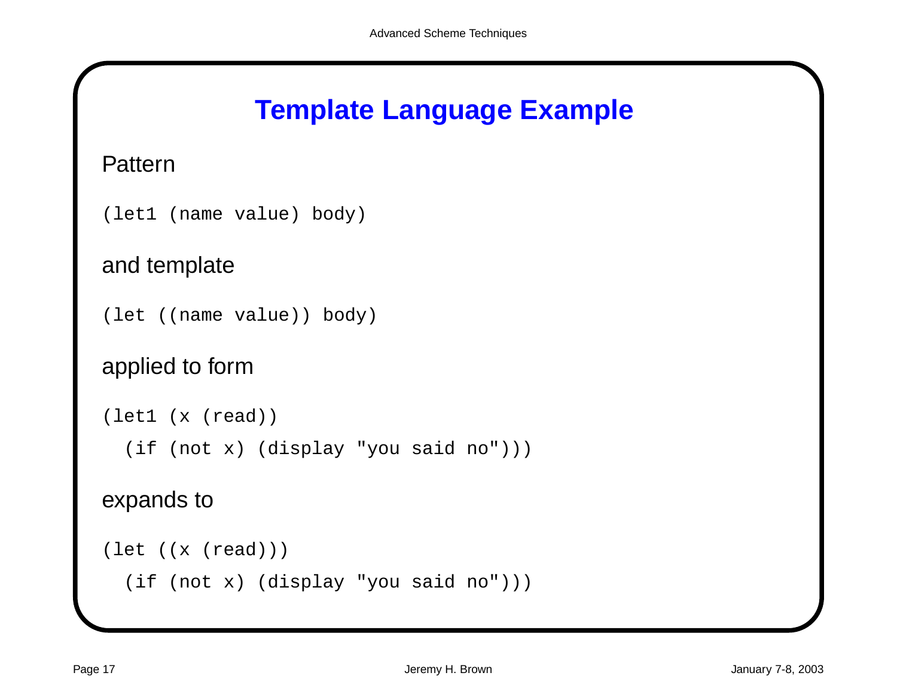# Template Language Example

Pattern

```
(let1 (name value) body)
```

and template

```
(let ((name value)) body)
```

applied to form

```
(let1 (x (read))
  (if (not x) (display "you said no")))
```

expands to

```
(let ((x (read)))
  (if (not x) (display "you said no")))
```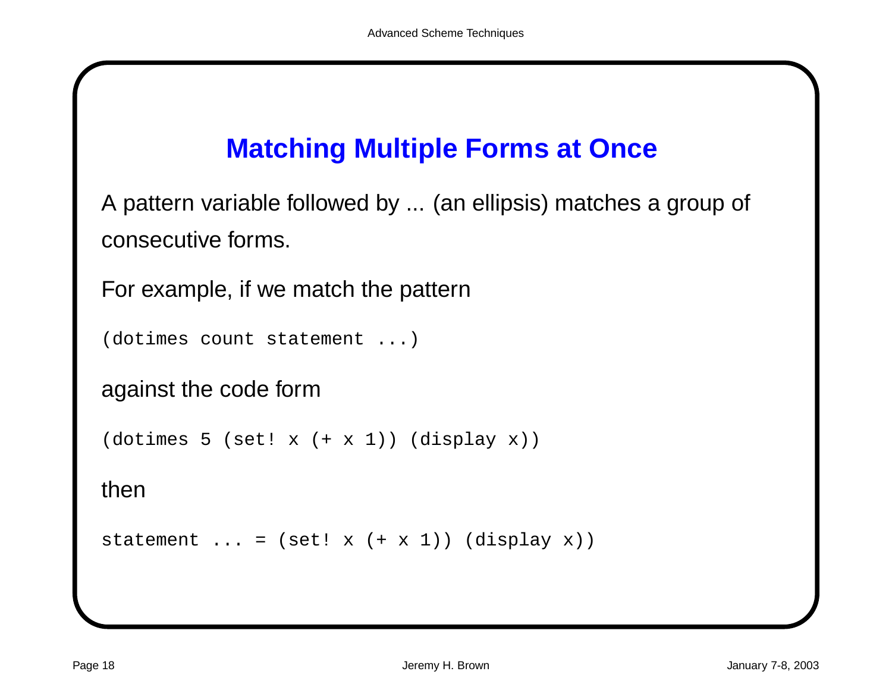## Matching Multiple Forms at Once

A pattern variable followed by ... (an ellipsis) matches a group of consecutive forms.

For example, if we match the pattern

```
(dotimes count statement ...)
```

against the code form

```
(dotimes 5 (set! x (+ x 1)) (display x))
```

then

```
statement ... = (set! x (+ x 1)) (display x))
```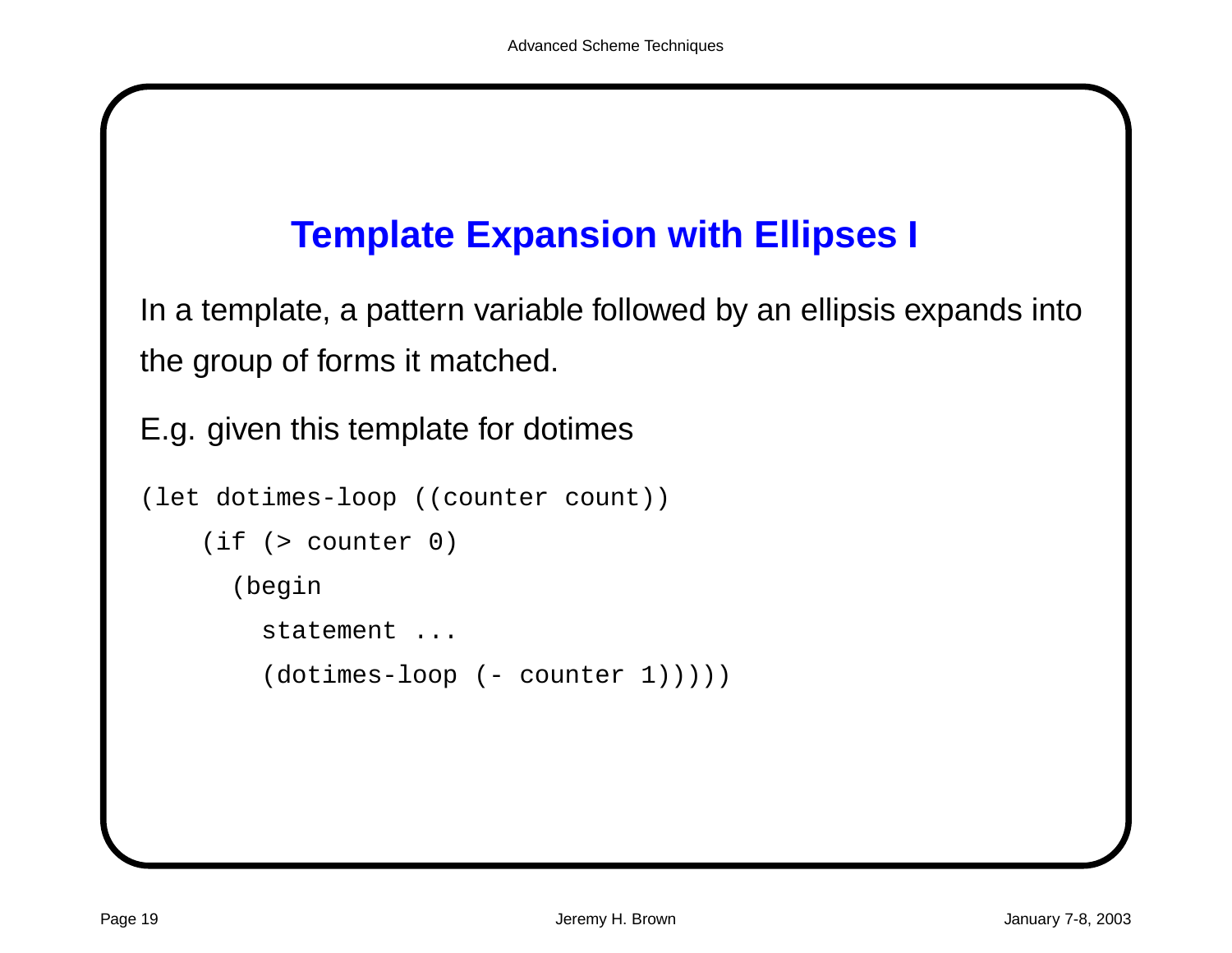# Template Expansion with Ellipses I

In a template, a pattern variable followed by an ellipsis expands into the group of forms it matched.

E.g. given this template for dotimes

```
(let dotimes-loop ((counter count))
    (if (> counter 0)
      (begin
        statement ...
        (dotimes-loop (- counter 1)))))
```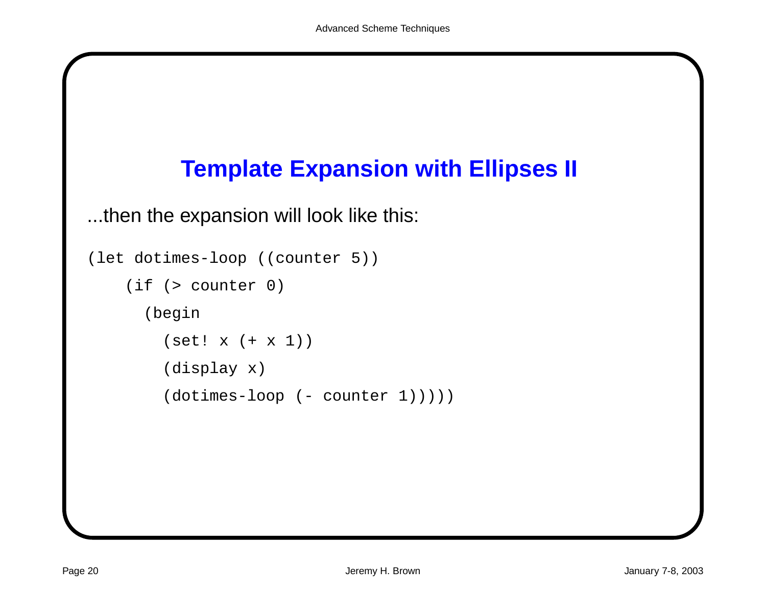## Template Expansion with Ellipses II

...then the expansion will look like this:

```
(let dotimes-loop ((counter 5))
    (if (> counter 0)
      (begin
        (set! x (+ x 1))
        (display x)
        (dotimes-loop (- counter 1)))))
```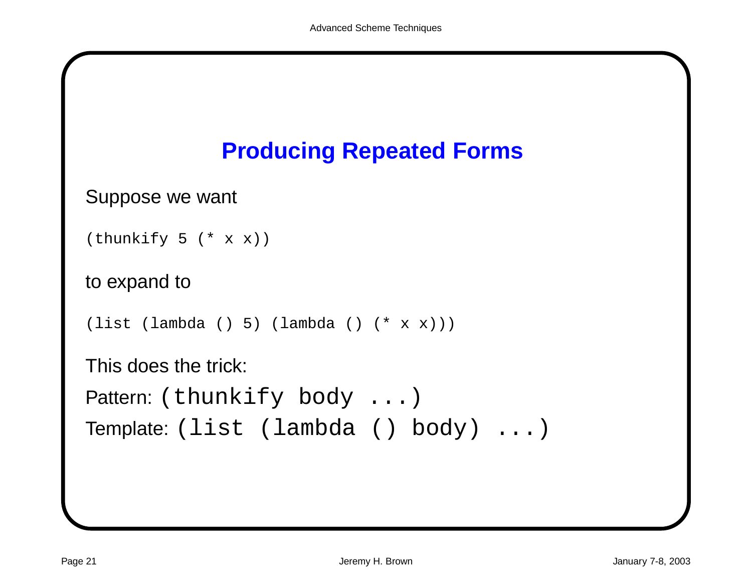# Producing Repeated Forms

Suppose we want

```
(thunkify 5 (* x x))
```

to expand to

```
(list (lambda () 5) (lambda () (* x x)))
```

This does the trick:

Pattern: `(thunkify body ...)`

Template: `(list (lambda () body) ...)`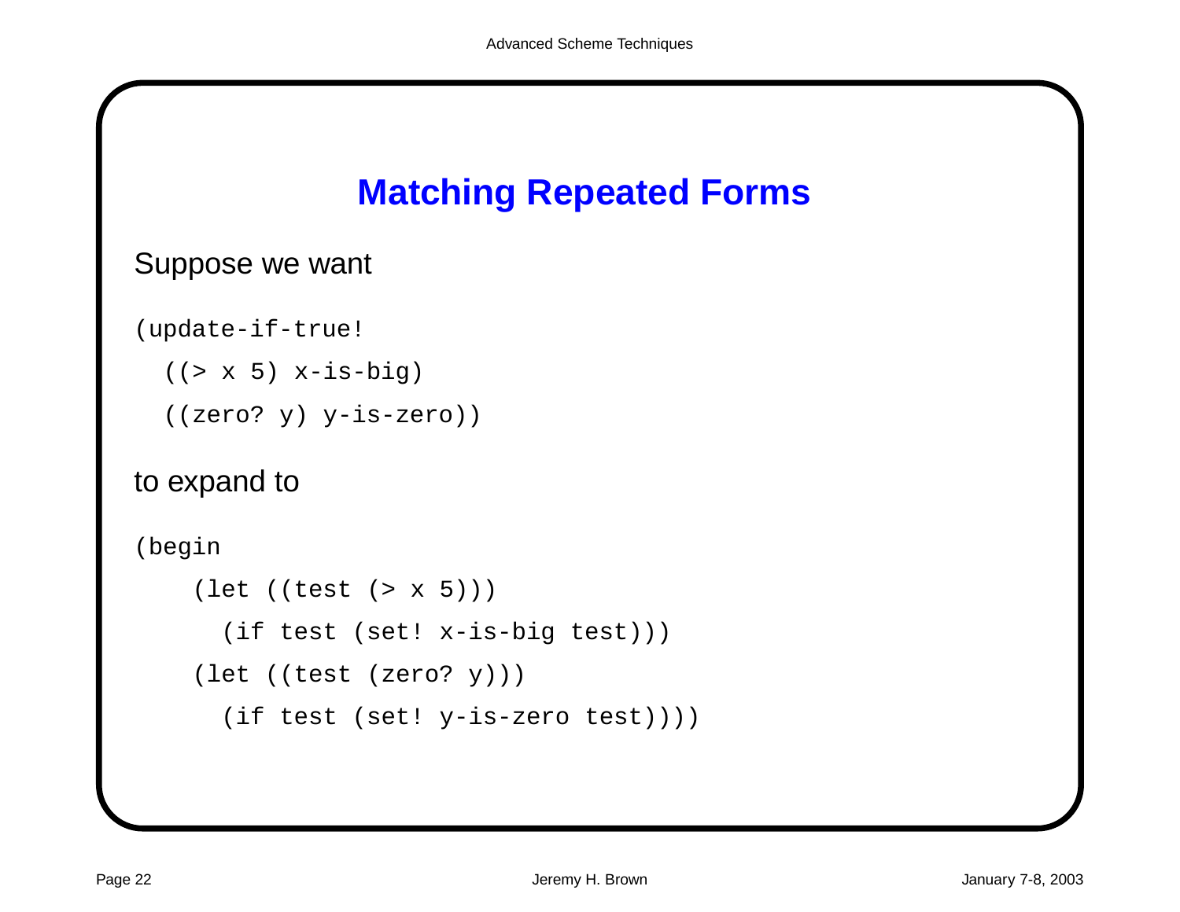## Matching Repeated Forms

Suppose we want

```
(update-if-true!
  ((> x 5) x-is-big)
  ((zero? y) y-is-zero))
```

to expand to

```
(begin
    (let ((test (> x 5)))
      (if test (set! x-is-big test)))
    (let ((test (zero? y)))
      (if test (set! y-is-zero test))))
```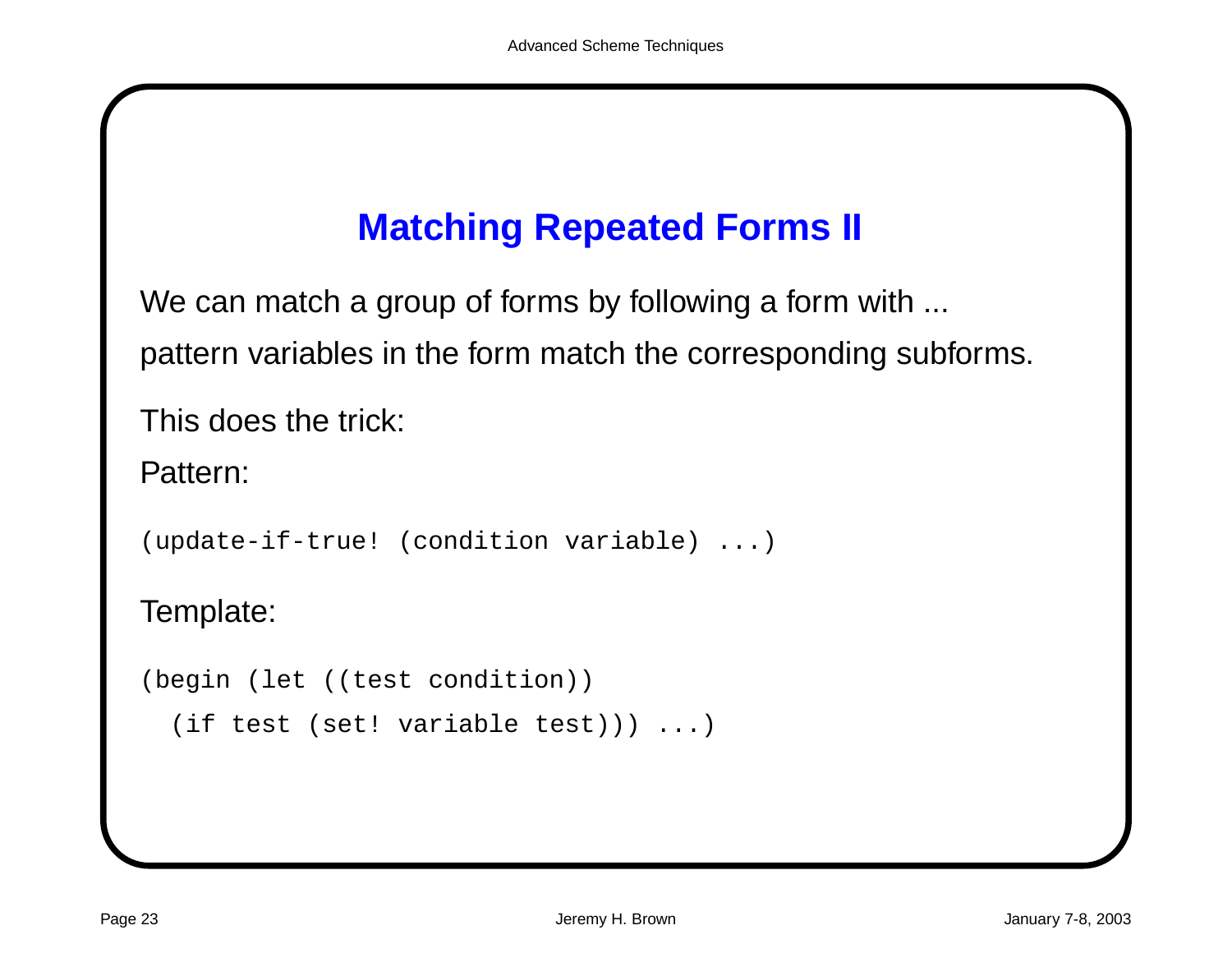## Matching Repeated Forms II

We can match a group of forms by following a form with ...

pattern variables in the form match the corresponding subforms.

This does the trick:

Pattern:

```
(update-if-true! (condition variable) ...)
```

Template:

```
(begin (let ((test condition))
  (if test (set! variable test))) ...)
```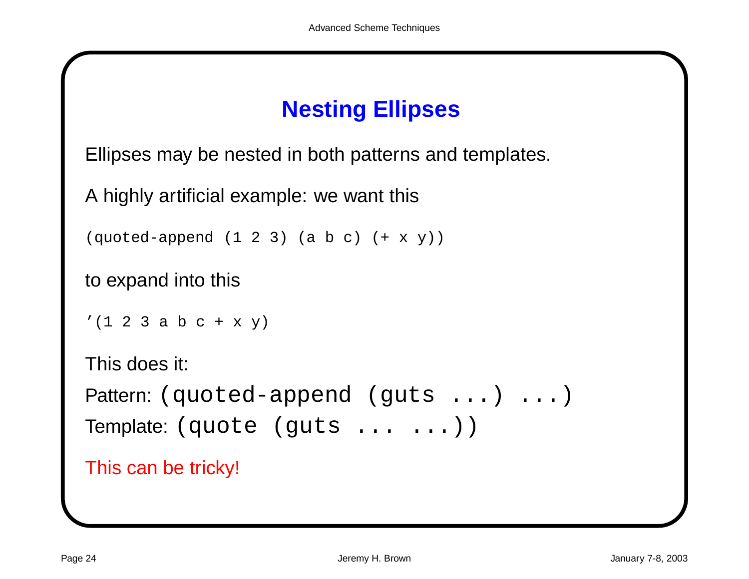# Nesting Ellipses

Ellipses may be nested in both patterns and templates.

A highly artificial example: we want this

```
(quoted-append (1 2 3) (a b c) (+ x y))
```

to expand into this

```
'(1 2 3 a b c + x y)
```

This does it:

Pattern: `(quoted-append (guts ...) ...)`

Template: `(quote (guts ... ...))`

This can be tricky!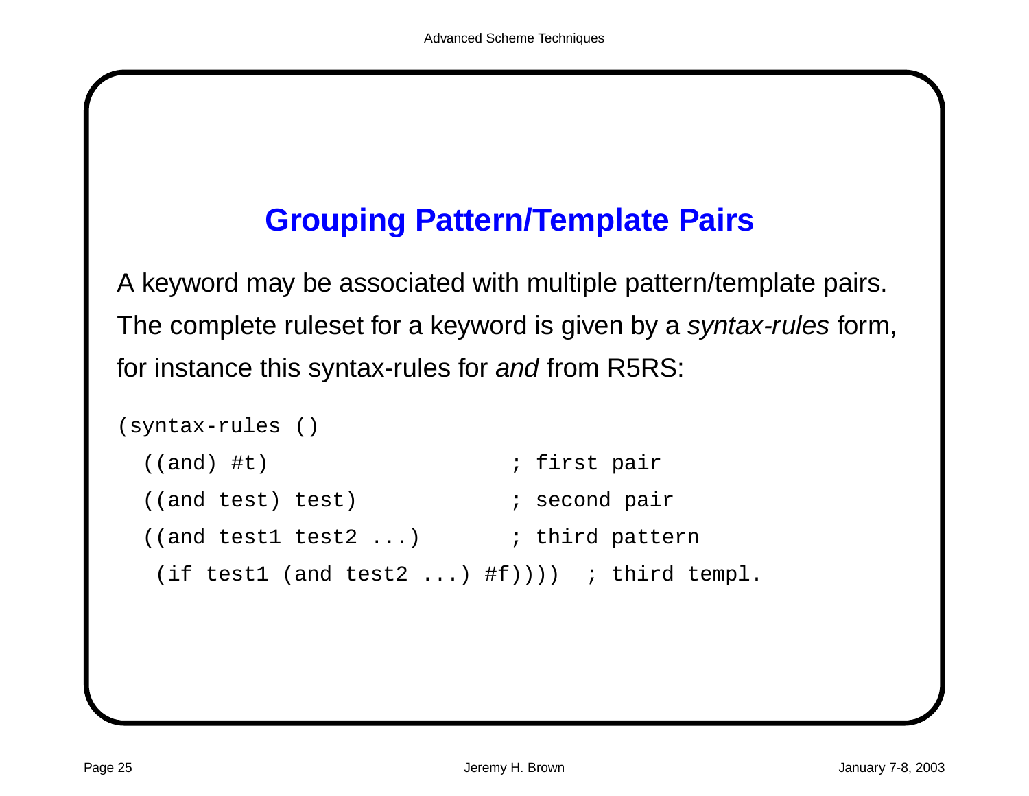## Grouping Pattern/Template Pairs

A keyword may be associated with multiple pattern/template pairs. The complete ruleset for a keyword is given by a *syntax-rules* form, for instance this syntax-rules for *and* from R5RS:

```
(syntax-rules ()
  ((and) #t)                  ; first pair
  ((and test) test)           ; second pair
  ((and test1 test2 ...)      ; third pattern
   (if test1 (and test2 ...) #f))))  ; third templ.
```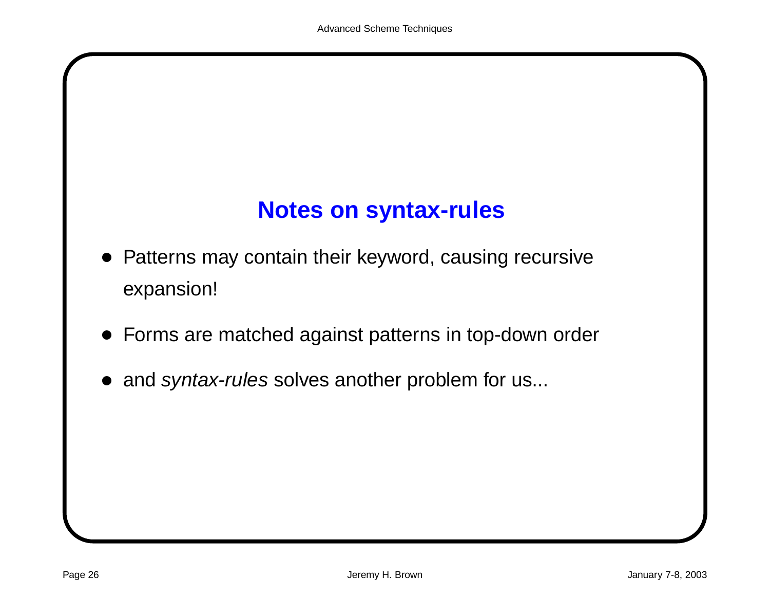## Notes on syntax-rules

- Patterns may contain their keyword, causing recursive expansion!
- Forms are matched against patterns in top-down order
- and *syntax-rules* solves another problem for us...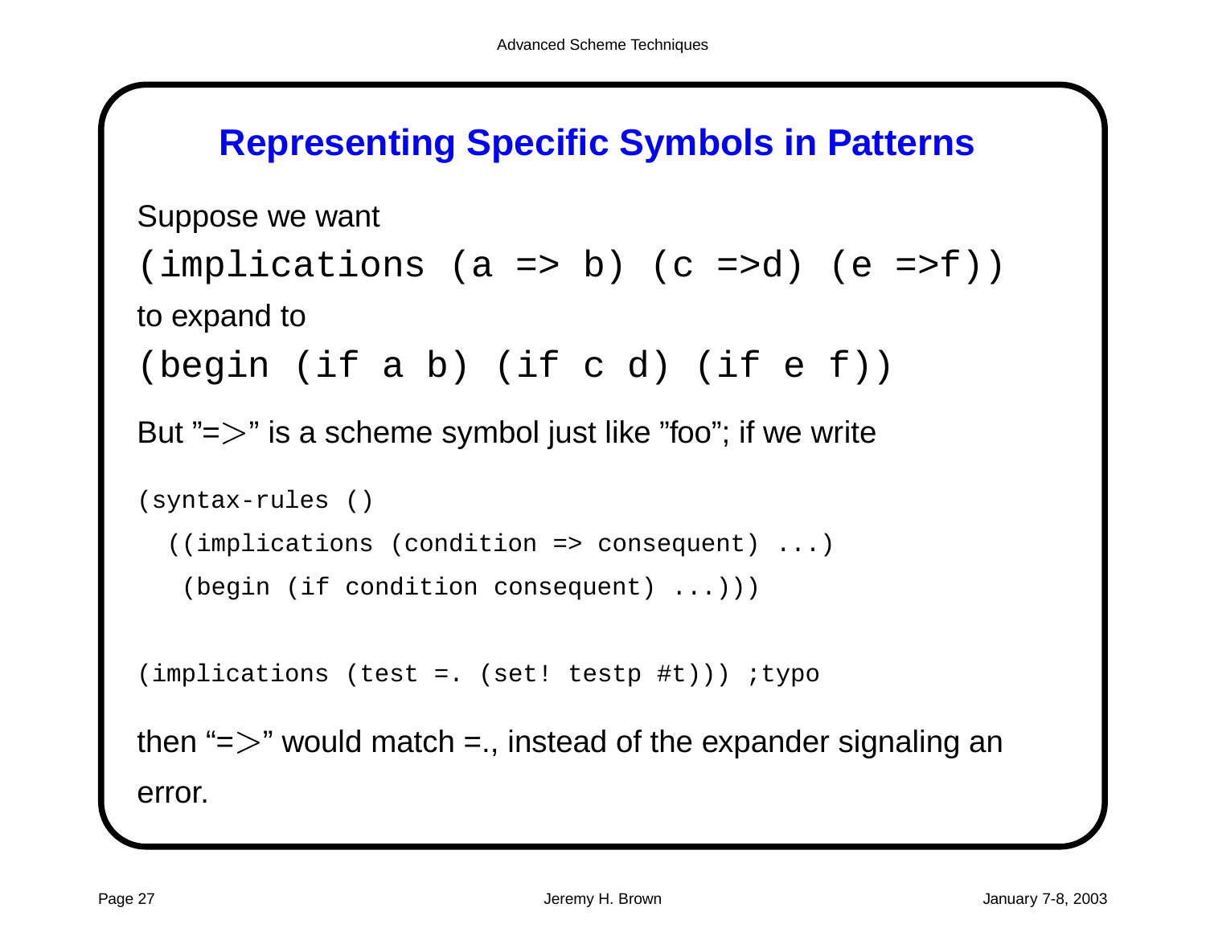## Representing Specific Symbols in Patterns

Suppose we want

```
(implications (a => b) (c =>d) (e =>f))
```

to expand to

```
(begin (if a b) (if c d) (if e f))
```

But "=>" is a scheme symbol just like "foo"; if we write

```
(syntax-rules ()
  ((implications (condition => consequent) ...)
   (begin (if condition consequent) ...)))

(implications (test =. (set! testp #t))) ;typo
```

then "=>" would match =., instead of the expander signaling an error.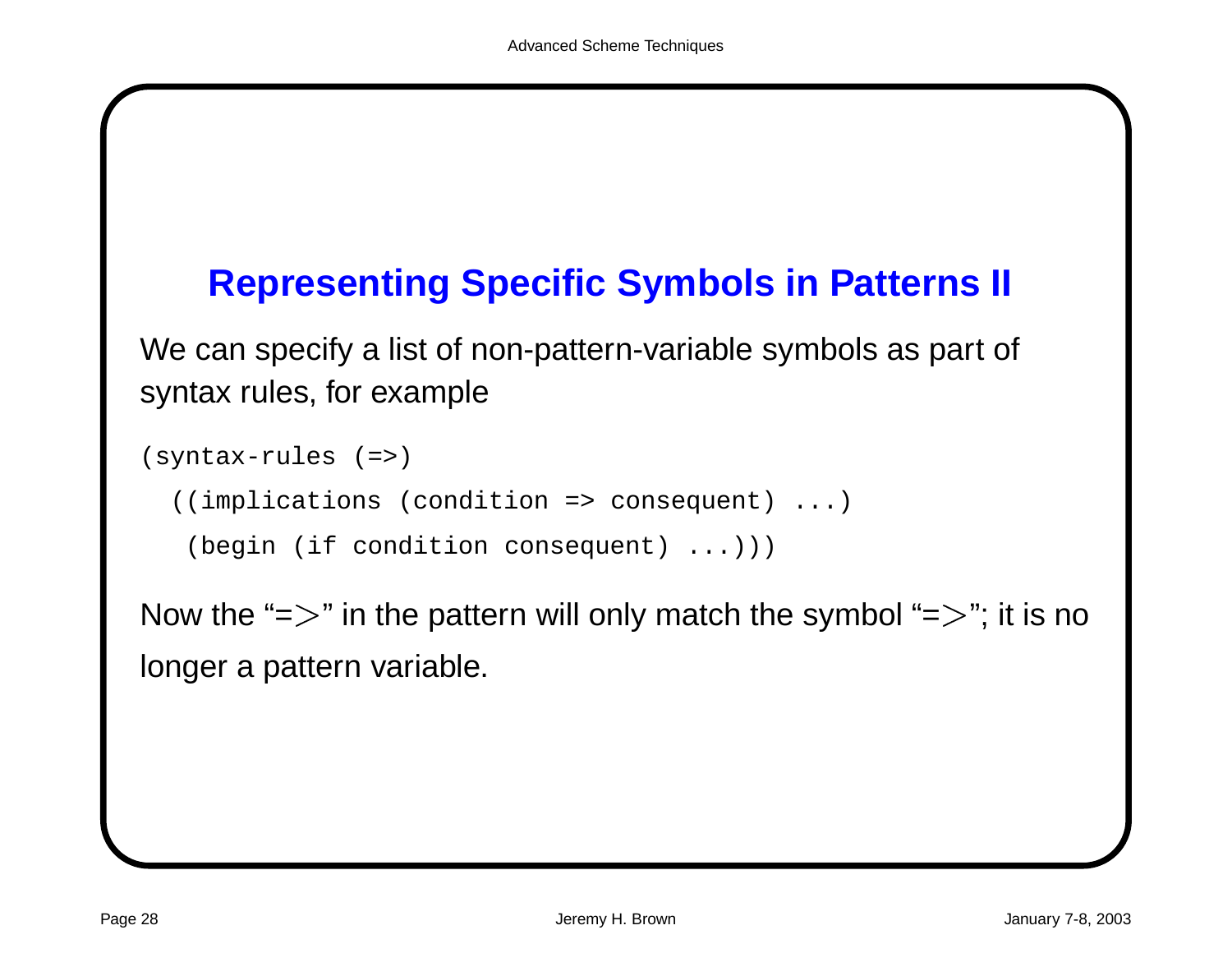## Representing Specific Symbols in Patterns II

We can specify a list of non-pattern-variable symbols as part of syntax rules, for example

```
(syntax-rules (=>)
  ((implications (condition => consequent) ...)
   (begin (if condition consequent) ...)))
```

Now the "=>" in the pattern will only match the symbol "=>"; it is no longer a pattern variable.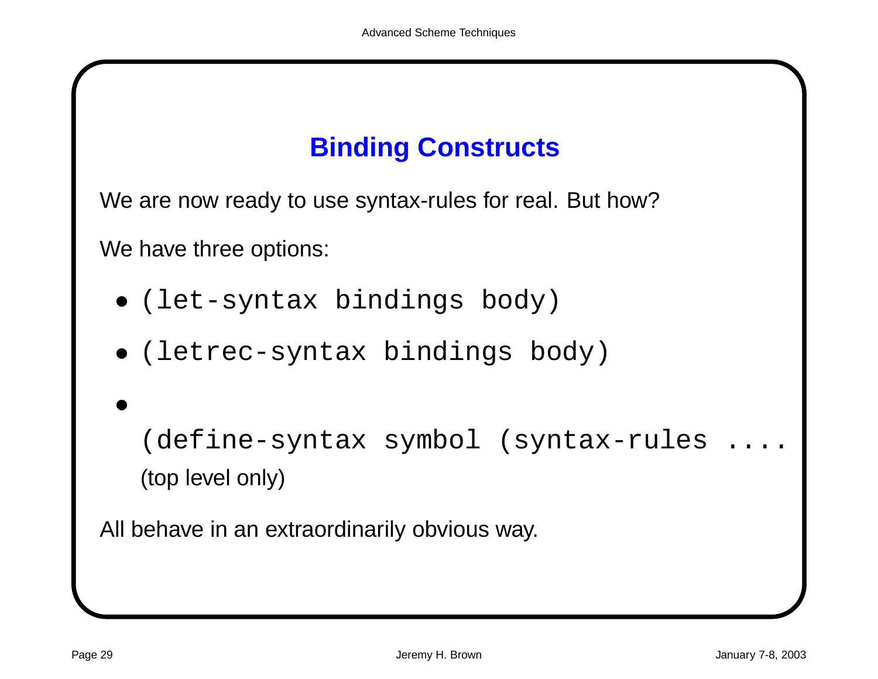## Binding Constructs

We are now ready to use syntax-rules for real. But how?

We have three options:

- `(let-syntax bindings body)`
- `(letrec-syntax bindings body)`
- `(define-syntax symbol (syntax-rules ....`
  (top level only)

All behave in an extraordinarily obvious way.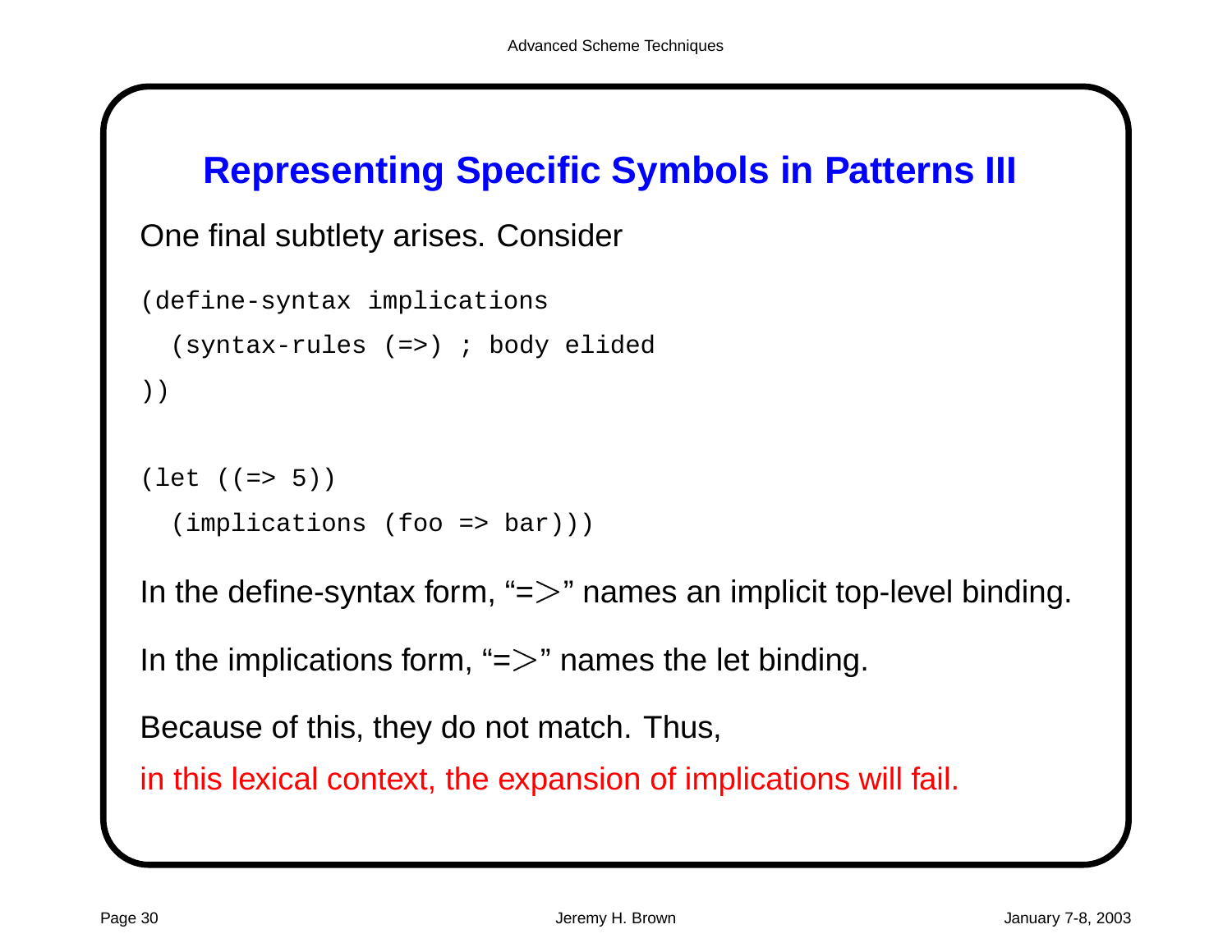## Representing Specific Symbols in Patterns III

One final subtlety arises. Consider

```
(define-syntax implications
  (syntax-rules (=>) ; body elided
))

(let ((=> 5))
  (implications (foo => bar)))
```

In the define-syntax form, "=>" names an implicit top-level binding.

In the implications form, "=>" names the let binding.

Because of this, they do not match. Thus,

in this lexical context, the expansion of implications will fail.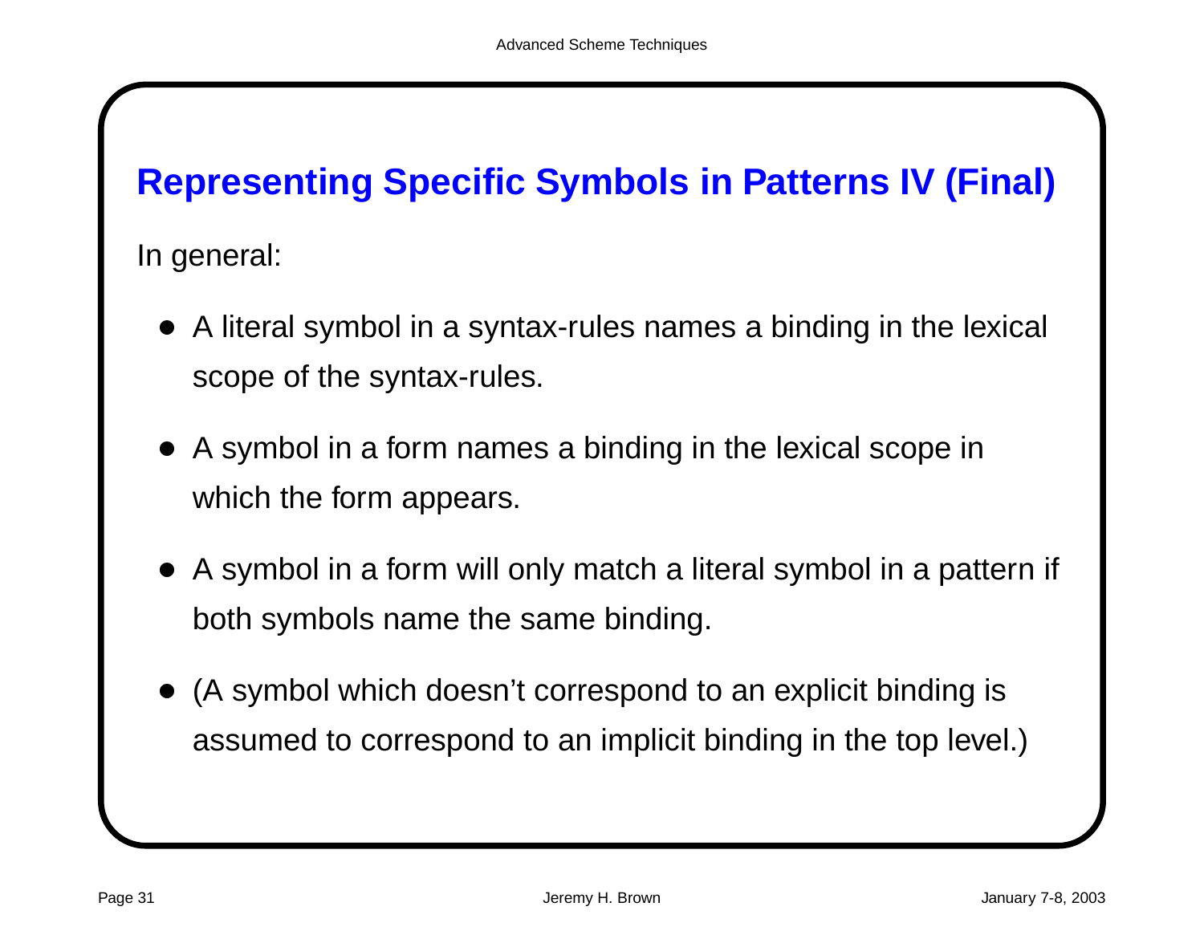## Representing Specific Symbols in Patterns IV (Final)

In general:

- A literal symbol in a syntax-rules names a binding in the lexical scope of the syntax-rules.
- A symbol in a form names a binding in the lexical scope in which the form appears.
- A symbol in a form will only match a literal symbol in a pattern if both symbols name the same binding.
- (A symbol which doesn't correspond to an explicit binding is assumed to correspond to an implicit binding in the top level.)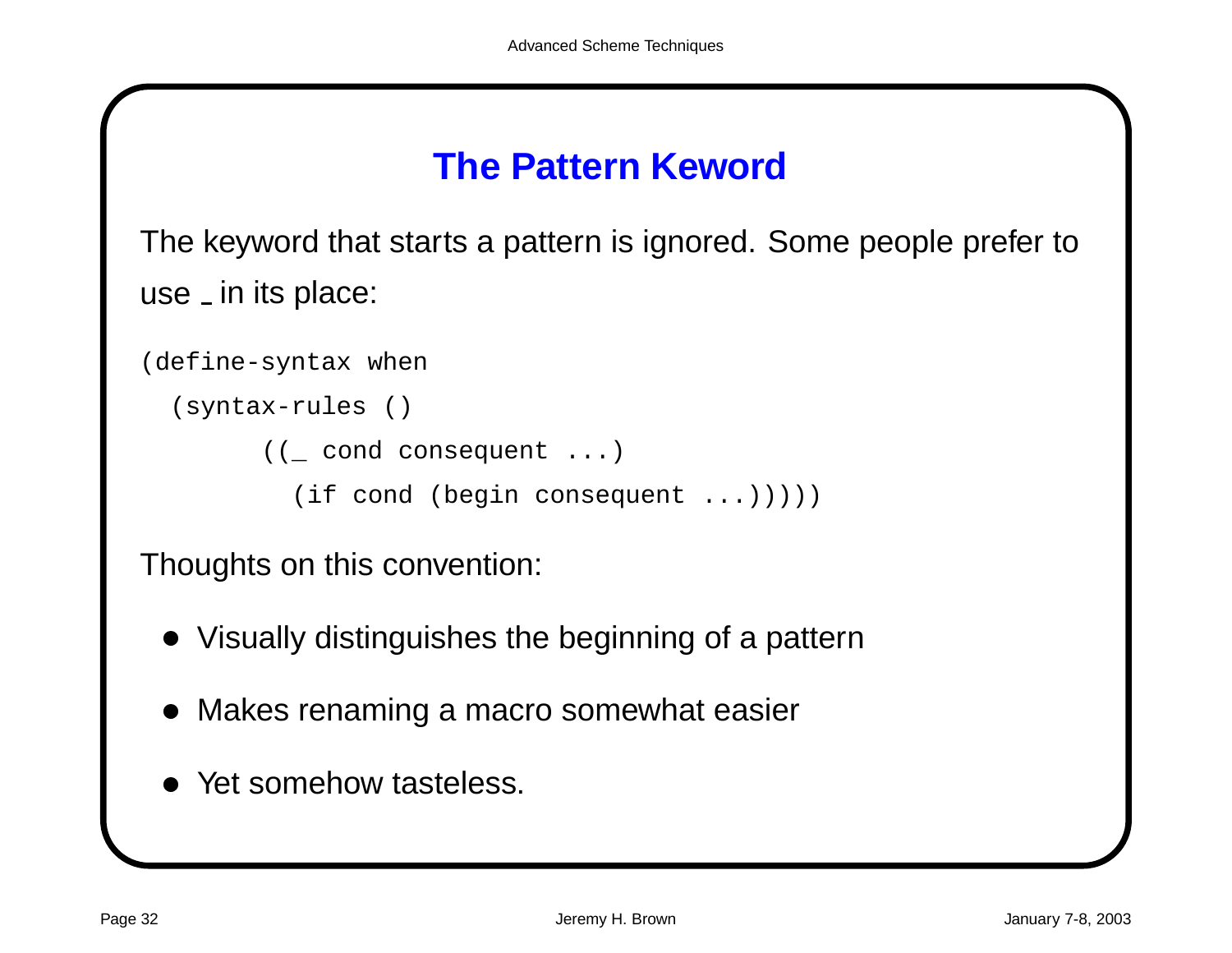## The Pattern Keword

The keyword that starts a pattern is ignored. Some people prefer to use _ in its place:

```
(define-syntax when
  (syntax-rules ()
        ((_ cond consequent ...)
          (if cond (begin consequent ...)))))
```

Thoughts on this convention:

- Visually distinguishes the beginning of a pattern
- Makes renaming a macro somewhat easier
- Yet somehow tasteless.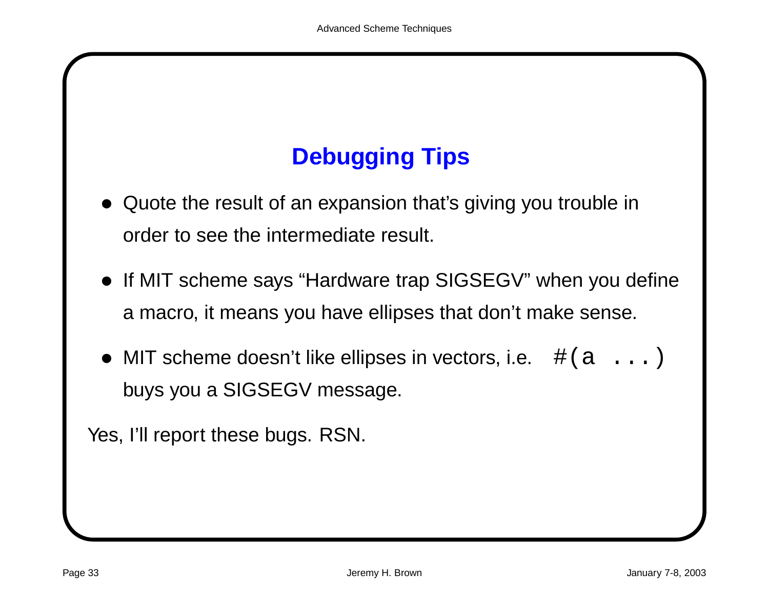## Debugging Tips

- Quote the result of an expansion that's giving you trouble in order to see the intermediate result.
- If MIT scheme says “Hardware trap SIGSEGV” when you define a macro, it means you have ellipses that don't make sense.
- MIT scheme doesn't like ellipses in vectors, i.e. `#(a ...)` buys you a SIGSEGV message.

Yes, I'll report these bugs. RSN.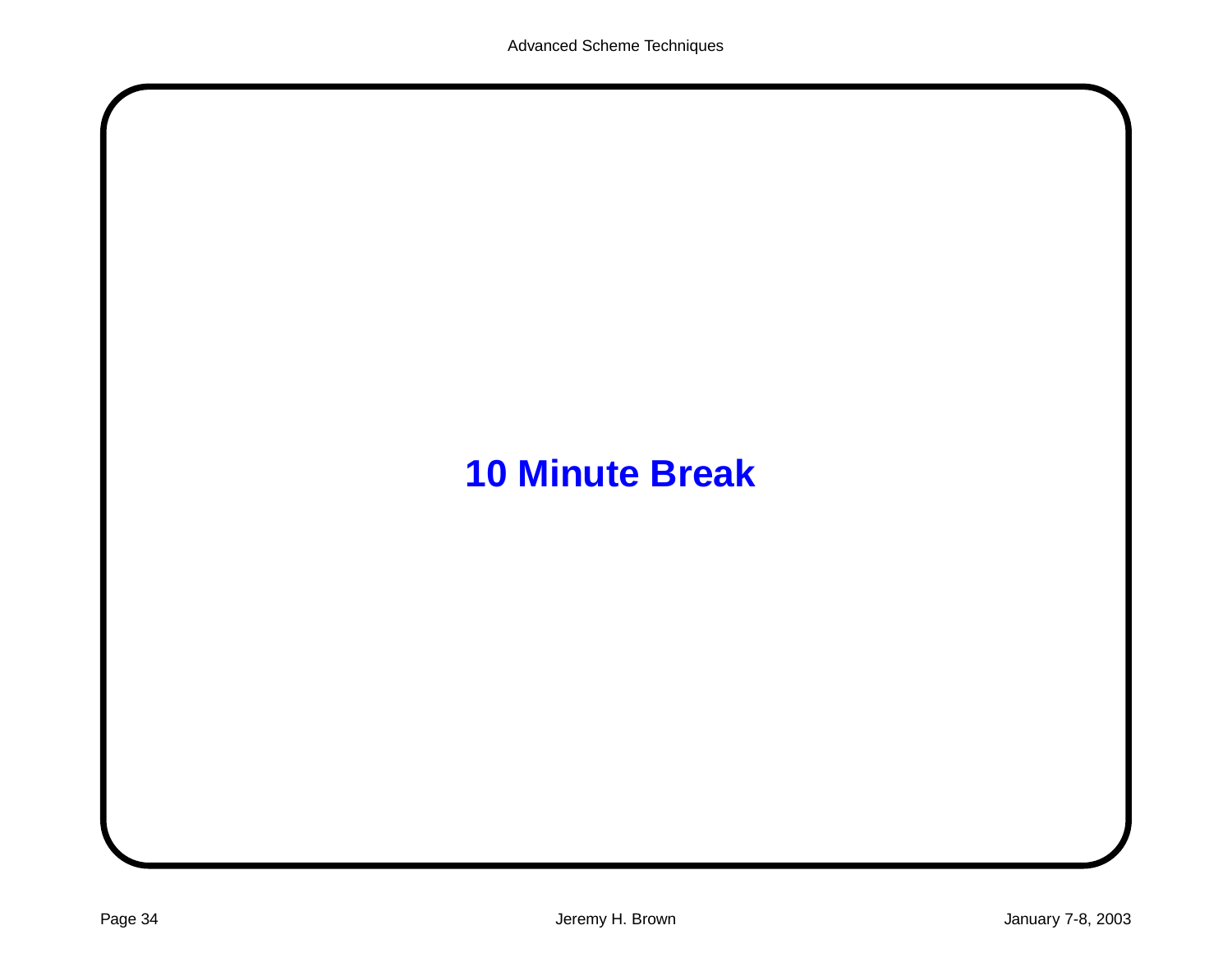**10 Minute Break**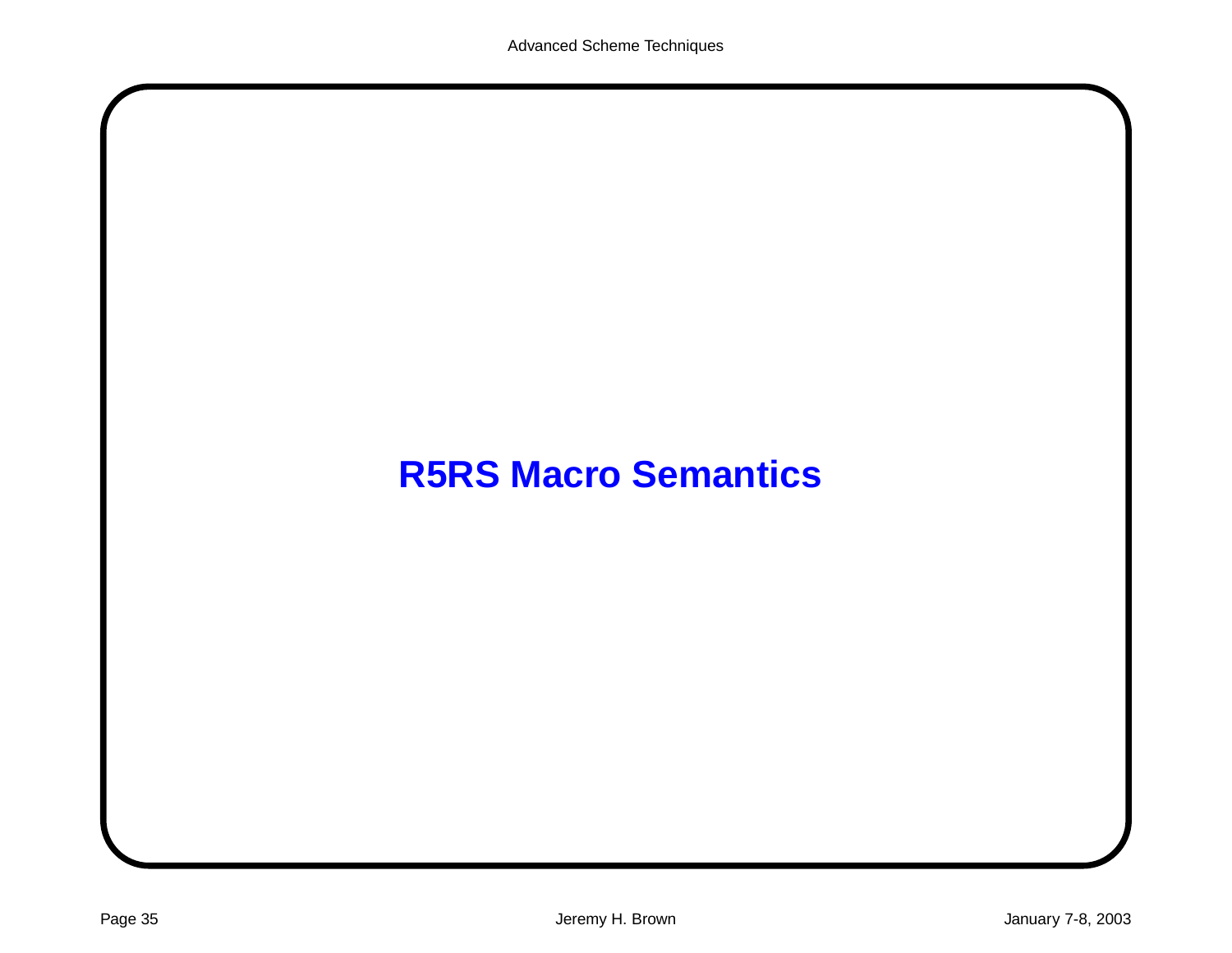# R5RS Macro Semantics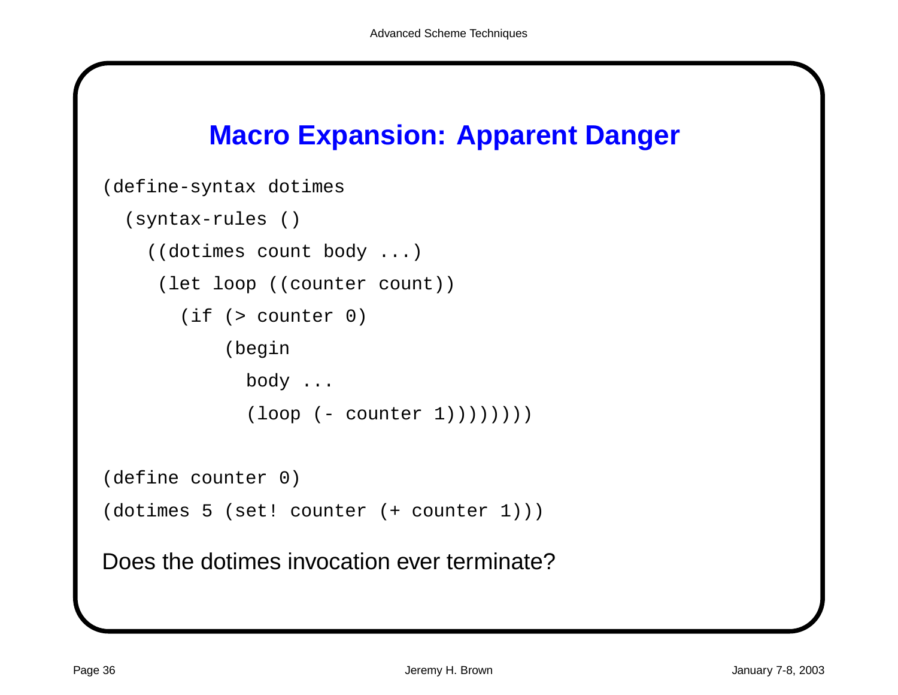## Macro Expansion: Apparent Danger

```
(define-syntax dotimes
  (syntax-rules ()
    ((dotimes count body ...)
     (let loop ((counter count))
       (if (> counter 0)
           (begin
             body ...
             (loop (- counter 1))))))))

(define counter 0)
(dotimes 5 (set! counter (+ counter 1)))
```

Does the dotimes invocation ever terminate?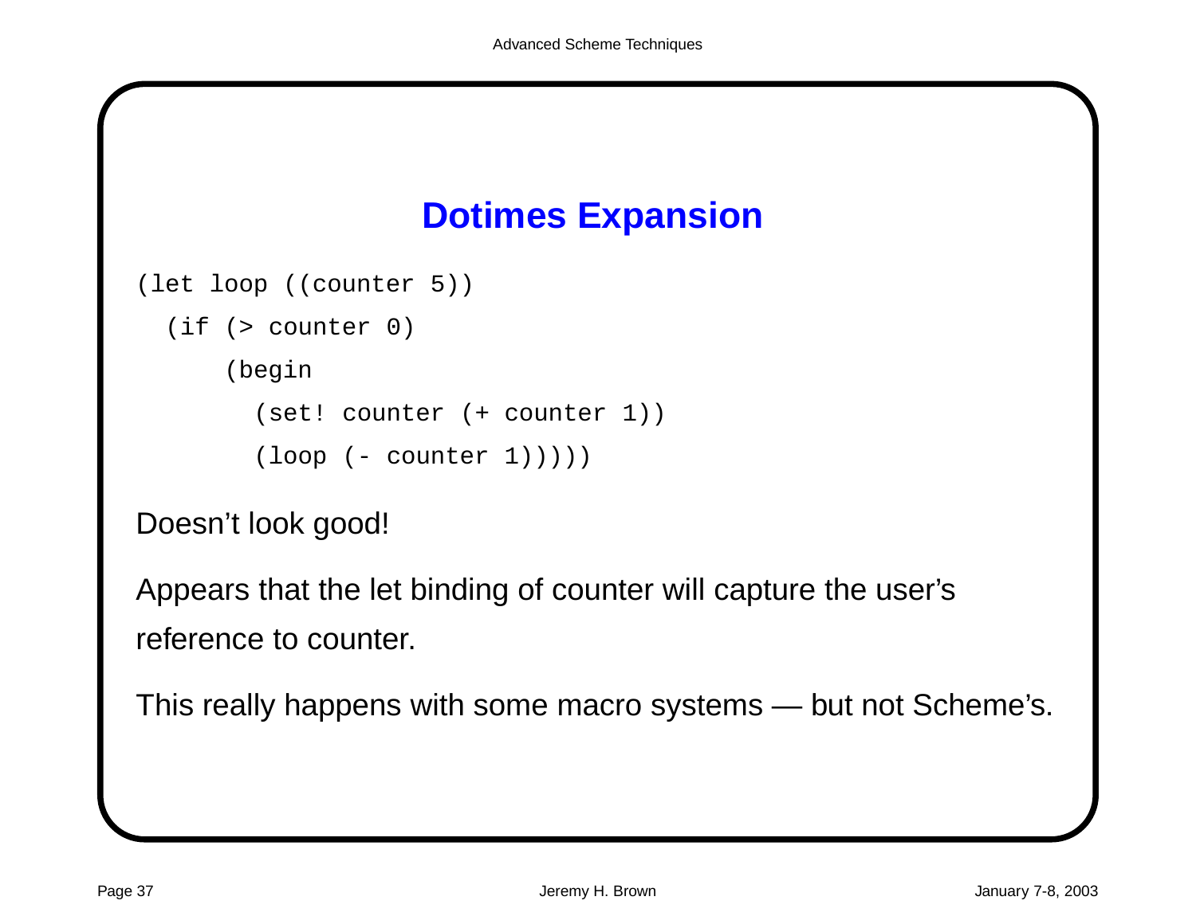## Dotimes Expansion

```
(let loop ((counter 5))
  (if (> counter 0)
      (begin
        (set! counter (+ counter 1))
        (loop (- counter 1)))))
```

Doesn't look good!

Appears that the let binding of counter will capture the user's reference to counter.

This really happens with some macro systems — but not Scheme's.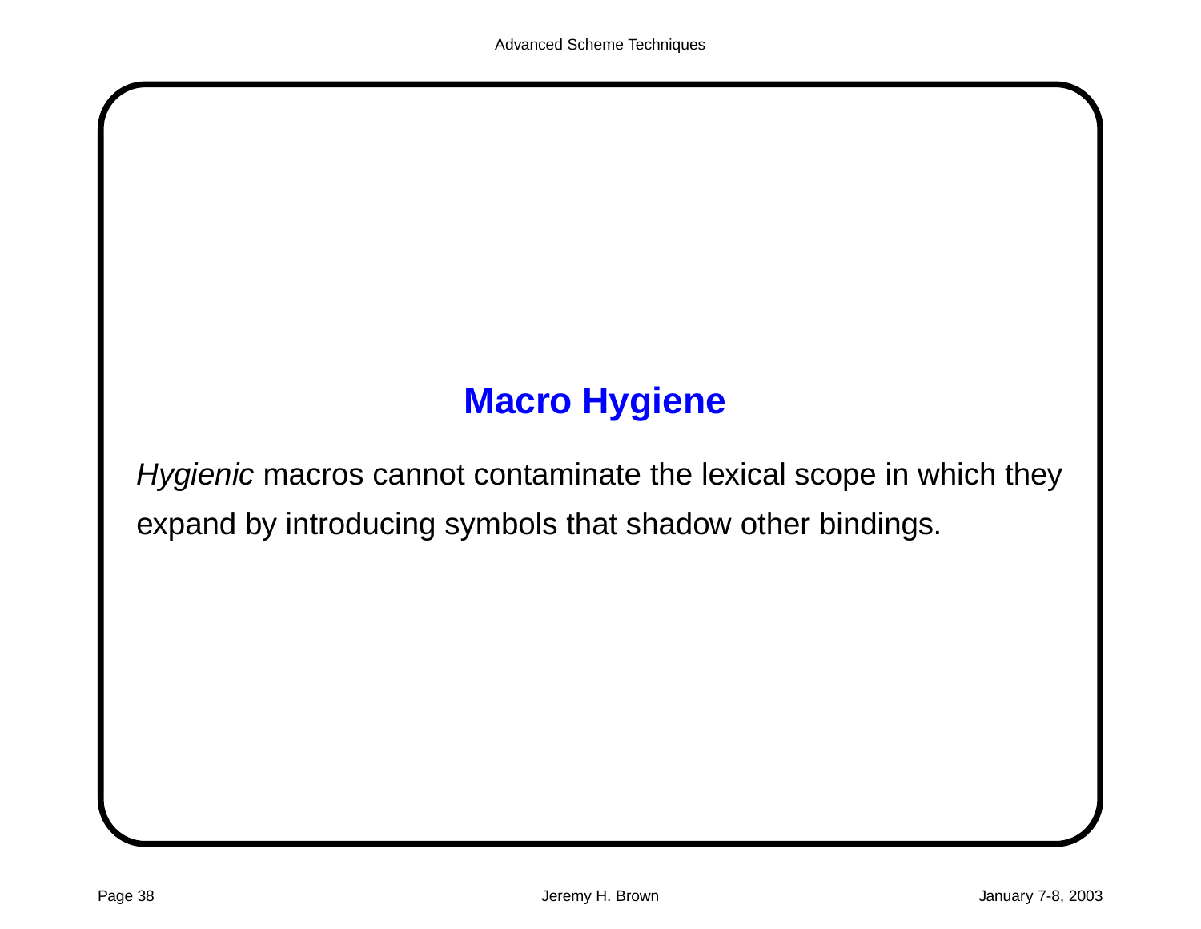## Macro Hygiene

*Hygienic* macros cannot contaminate the lexical scope in which they expand by introducing symbols that shadow other bindings.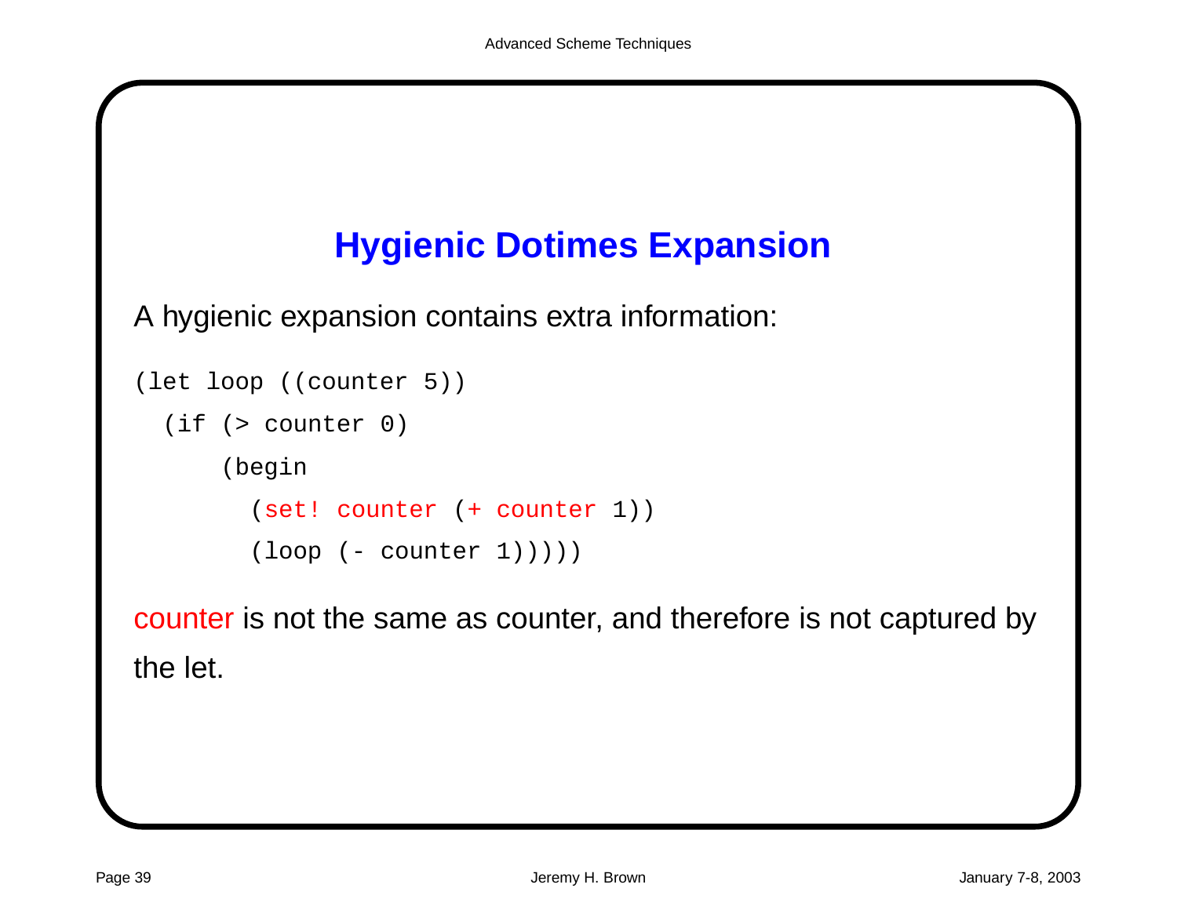## Hygienic Dotimes Expansion

A hygienic expansion contains extra information:

```
(let loop ((counter 5))
  (if (> counter 0)
      (begin
        (set! counter (+ counter 1))
        (loop (- counter 1)))))
```

counter is not the same as counter, and therefore is not captured by the let.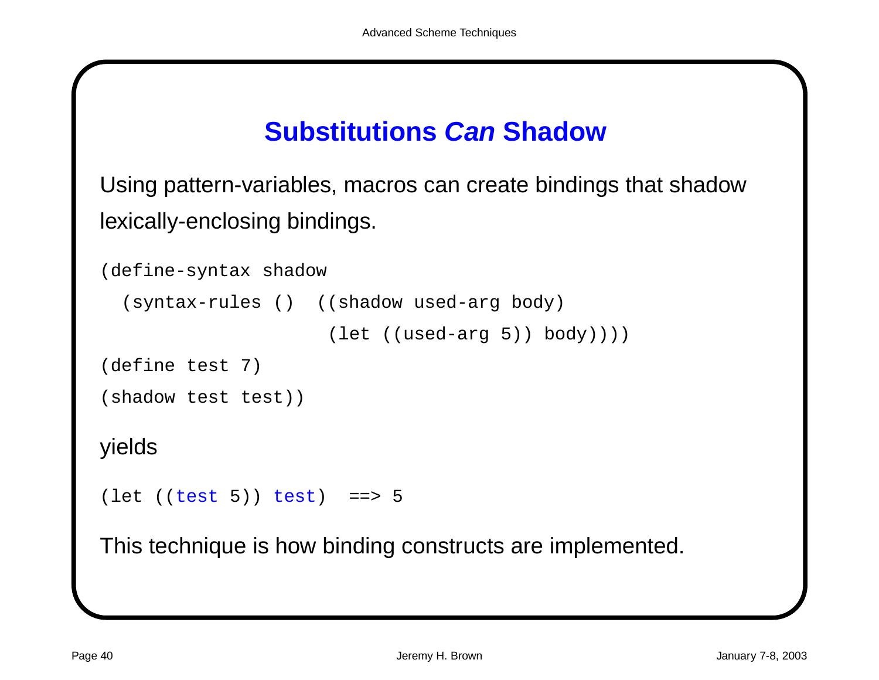## Substitutions *Can* Shadow

Using pattern-variables, macros can create bindings that shadow lexically-enclosing bindings.

```
(define-syntax shadow
  (syntax-rules ()  ((shadow used-arg body)
                     (let ((used-arg 5)) body))))
(define test 7)
(shadow test test))
```

yields

```
(let ((test 5)) test)  ==> 5
```

This technique is how binding constructs are implemented.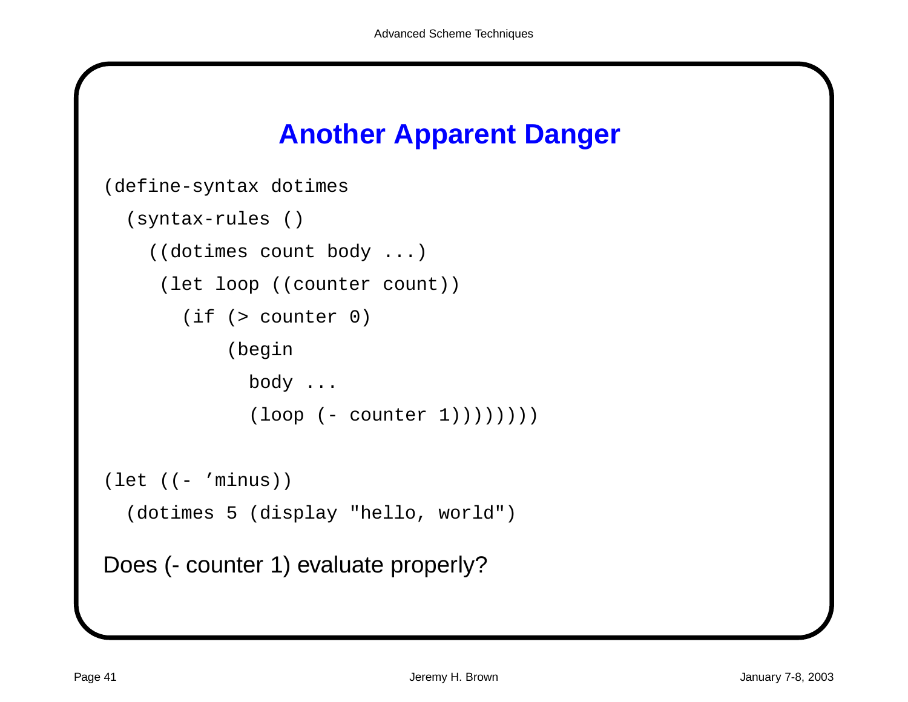# Another Apparent Danger

```
(define-syntax dotimes
  (syntax-rules ()
    ((dotimes count body ...)
     (let loop ((counter count))
       (if (> counter 0)
           (begin
             body ...
             (loop (- counter 1))))))))

(let ((- 'minus))
  (dotimes 5 (display "hello, world")
```

Does (- counter 1) evaluate properly?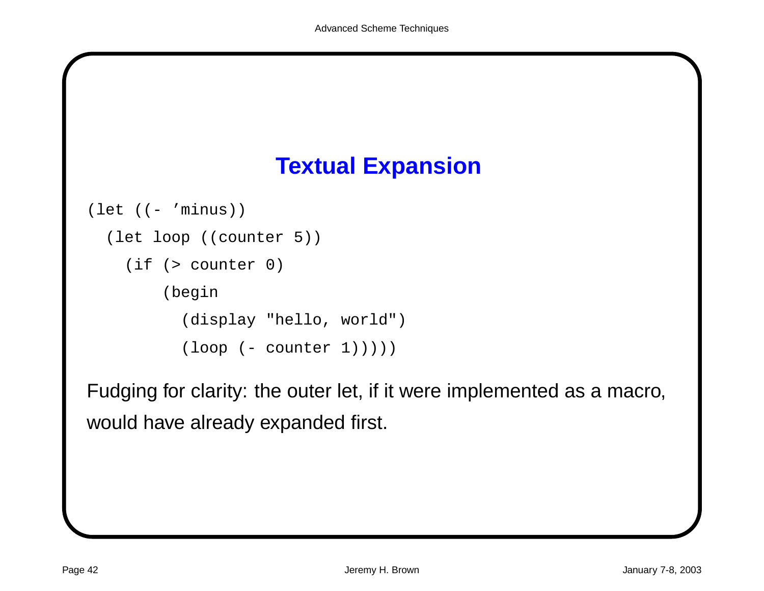## Textual Expansion

```
(let ((- ’minus))
  (let loop ((counter 5))
    (if (> counter 0)
        (begin
          (display "hello, world")
          (loop (- counter 1))))))
```

Fudging for clarity: the outer let, if it were implemented as a macro, would have already expanded first.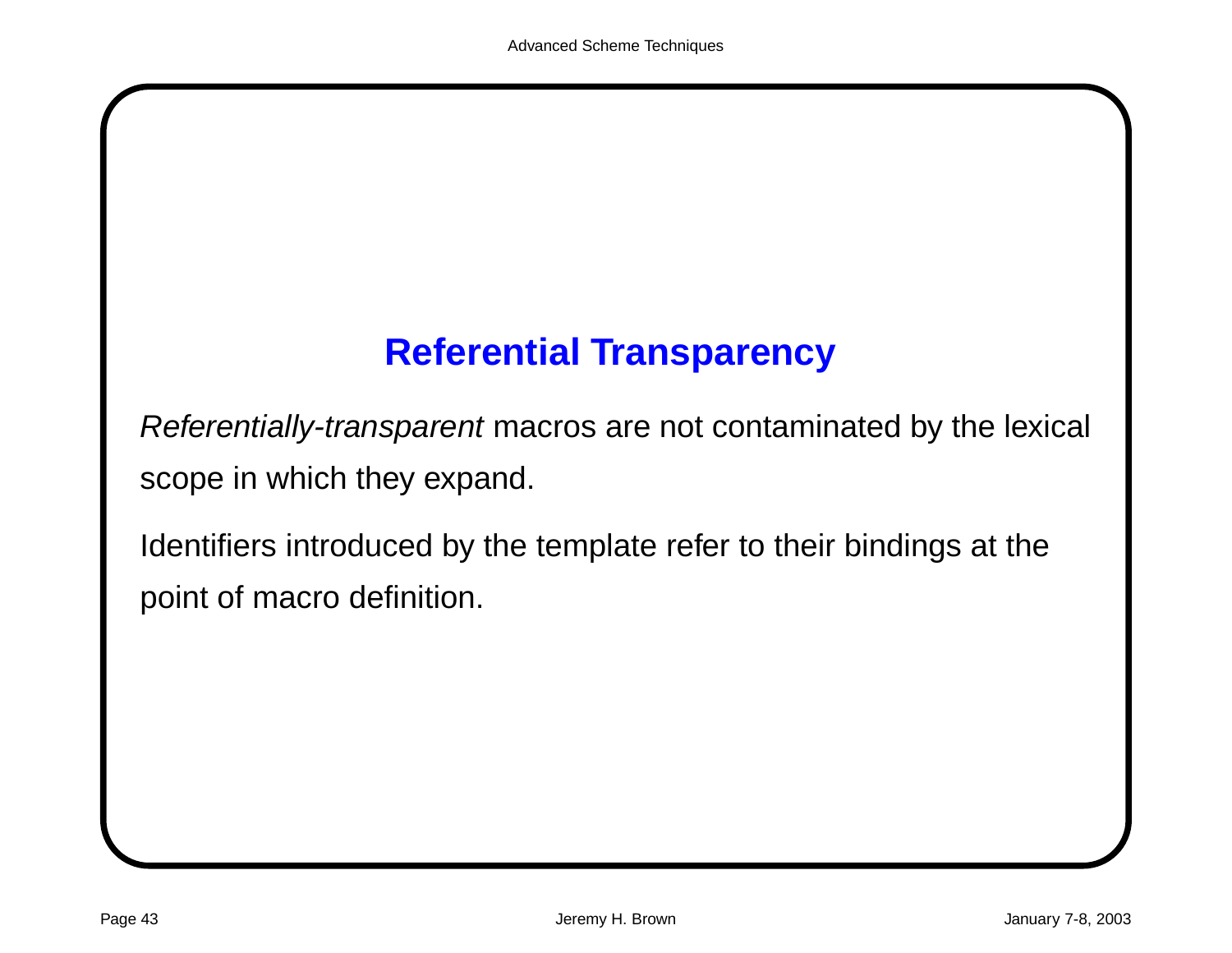## Referential Transparency

*Referentially-transparent* macros are not contaminated by the lexical scope in which they expand.

Identifiers introduced by the template refer to their bindings at the point of macro definition.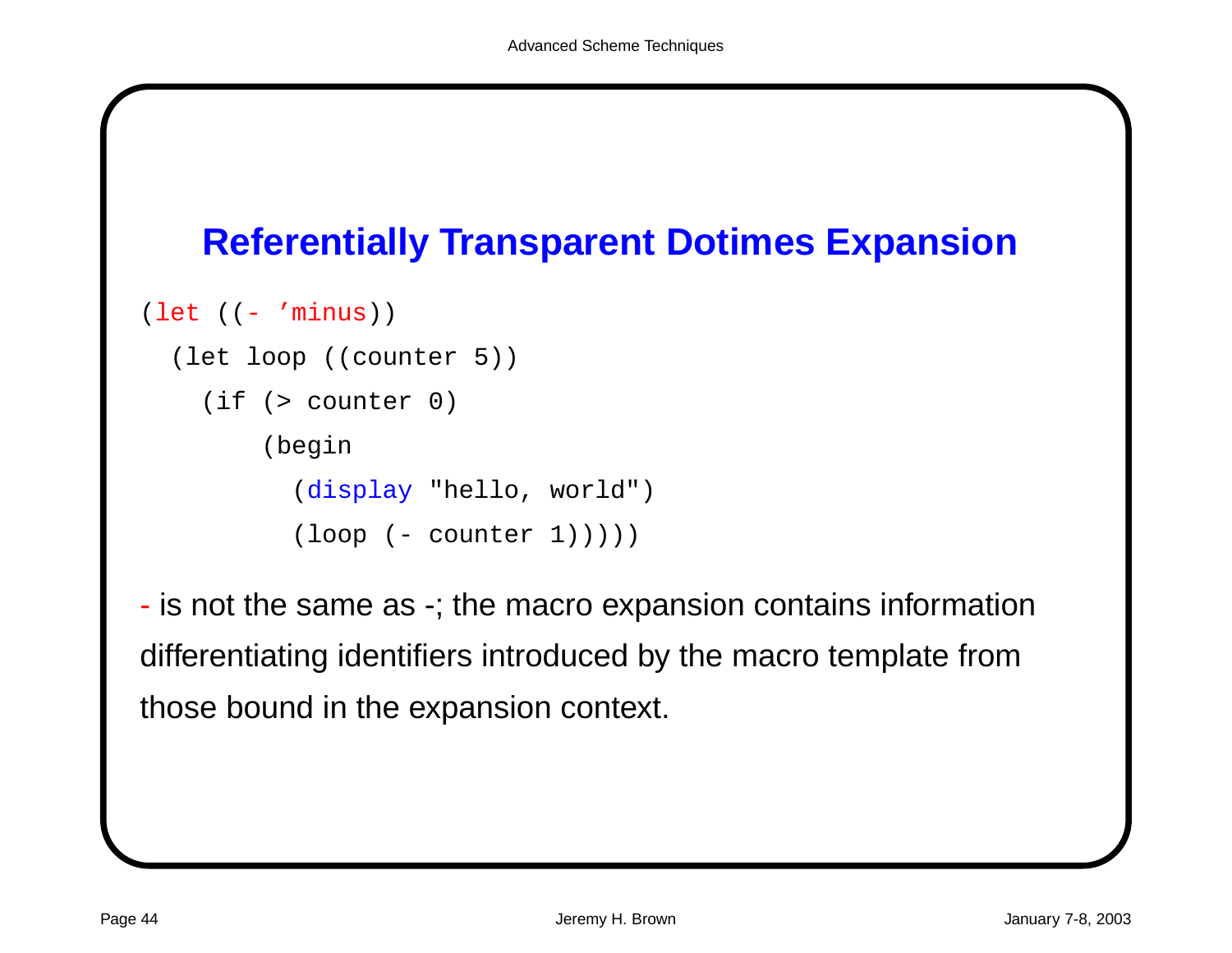## Referentially Transparent Dotimes Expansion

```
(let ((- ’minus))
  (let loop ((counter 5))
    (if (> counter 0)
        (begin
          (display "hello, world")
          (loop (- counter 1))))))
```

- is not the same as -; the macro expansion contains information differentiating identifiers introduced by the macro template from those bound in the expansion context.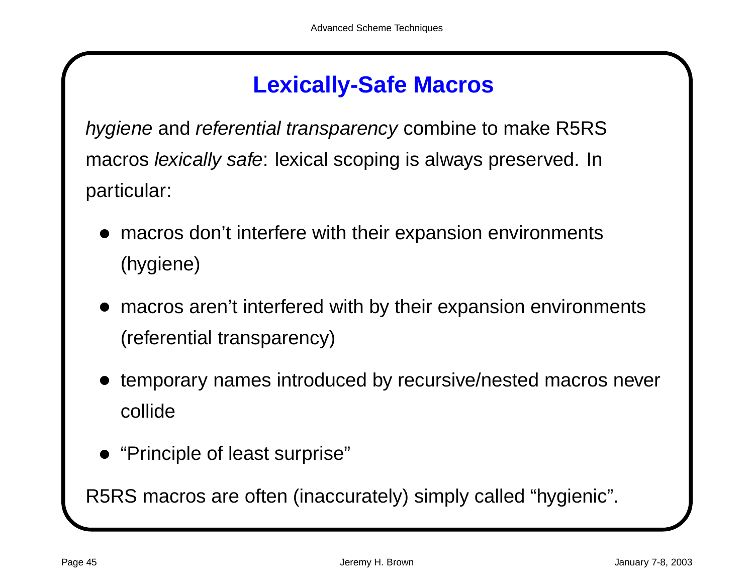# Lexically-Safe Macros

*hygiene* and *referential transparency* combine to make R5RS macros *lexically safe*: lexical scoping is always preserved. In particular:

- macros don't interfere with their expansion environments (hygiene)
- macros aren't interfered with by their expansion environments (referential transparency)
- temporary names introduced by recursive/nested macros never collide
- "Principle of least surprise"

R5RS macros are often (inaccurately) simply called "hygienic".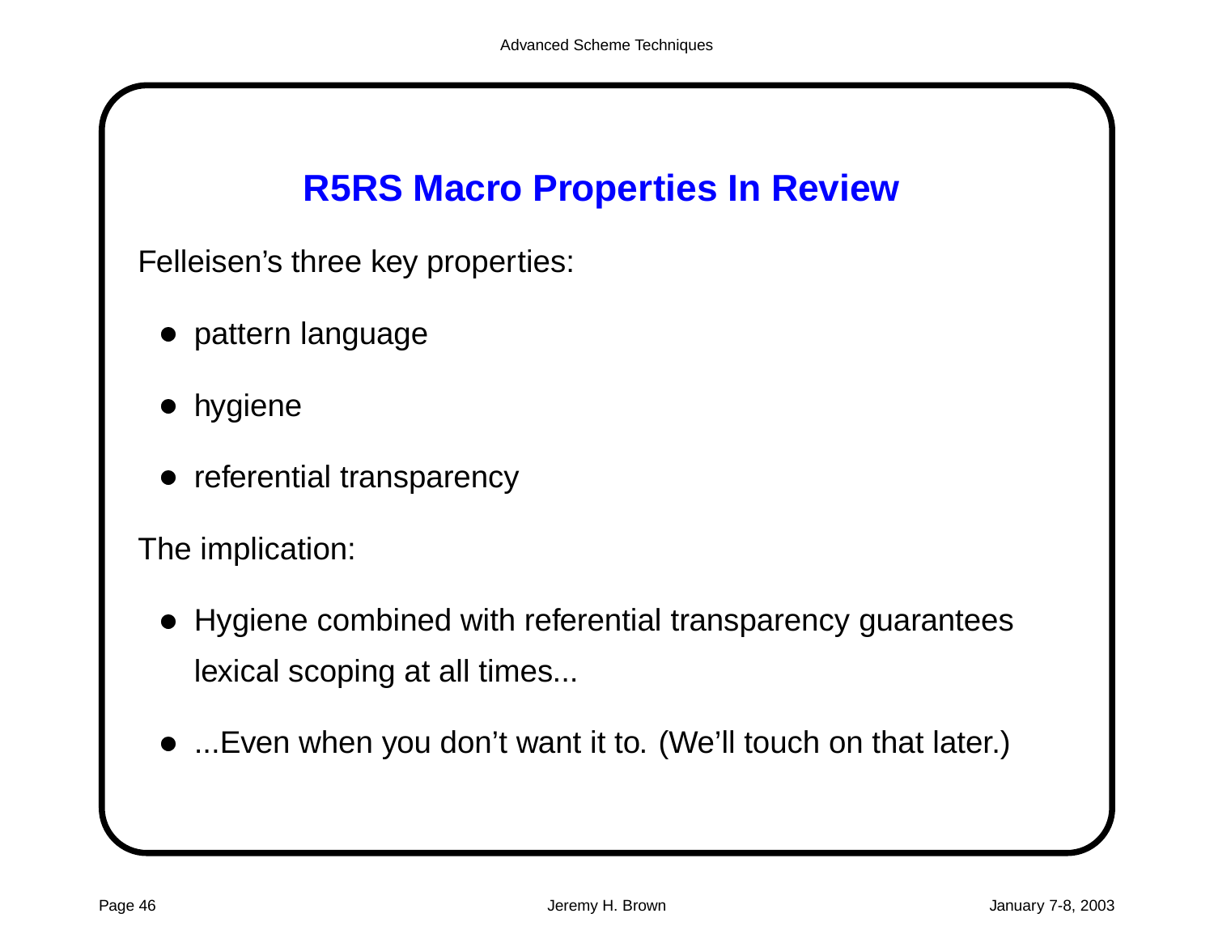## R5RS Macro Properties In Review

Felleisen's three key properties:

- pattern language
- hygiene
- referential transparency

The implication:

- Hygiene combined with referential transparency guarantees lexical scoping at all times...
- ...Even when you don't want it to. (We'll touch on that later.)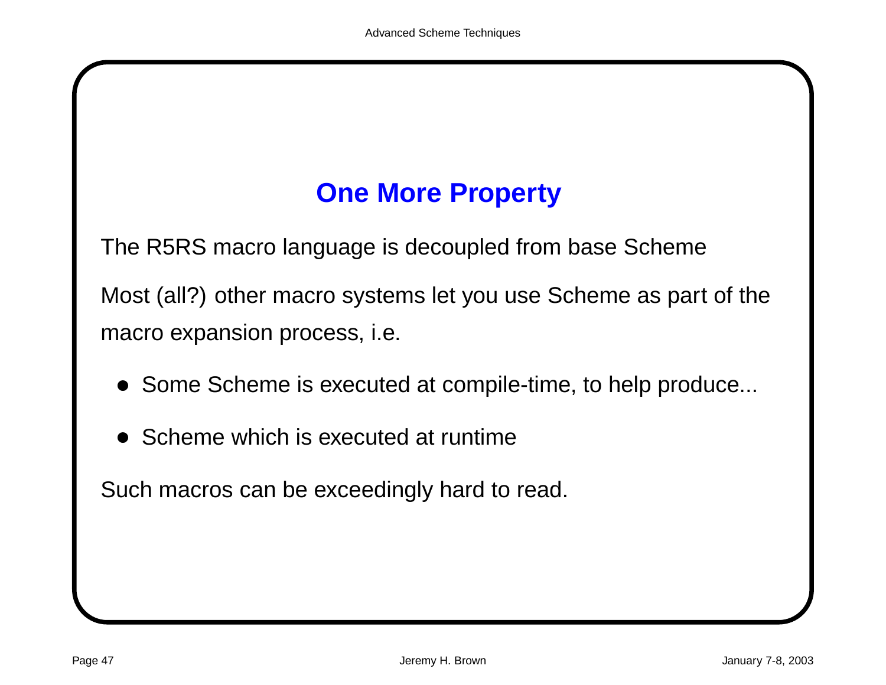## One More Property

The R5RS macro language is decoupled from base Scheme

Most (all?) other macro systems let you use Scheme as part of the macro expansion process, i.e.

- Some Scheme is executed at compile-time, to help produce...
- Scheme which is executed at runtime

Such macros can be exceedingly hard to read.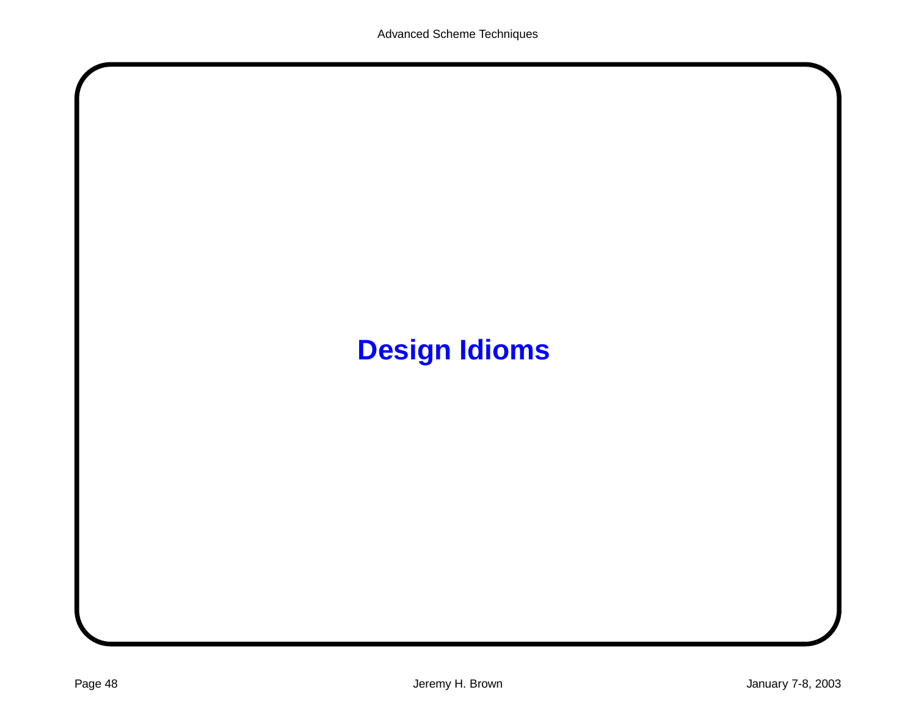# Design Idioms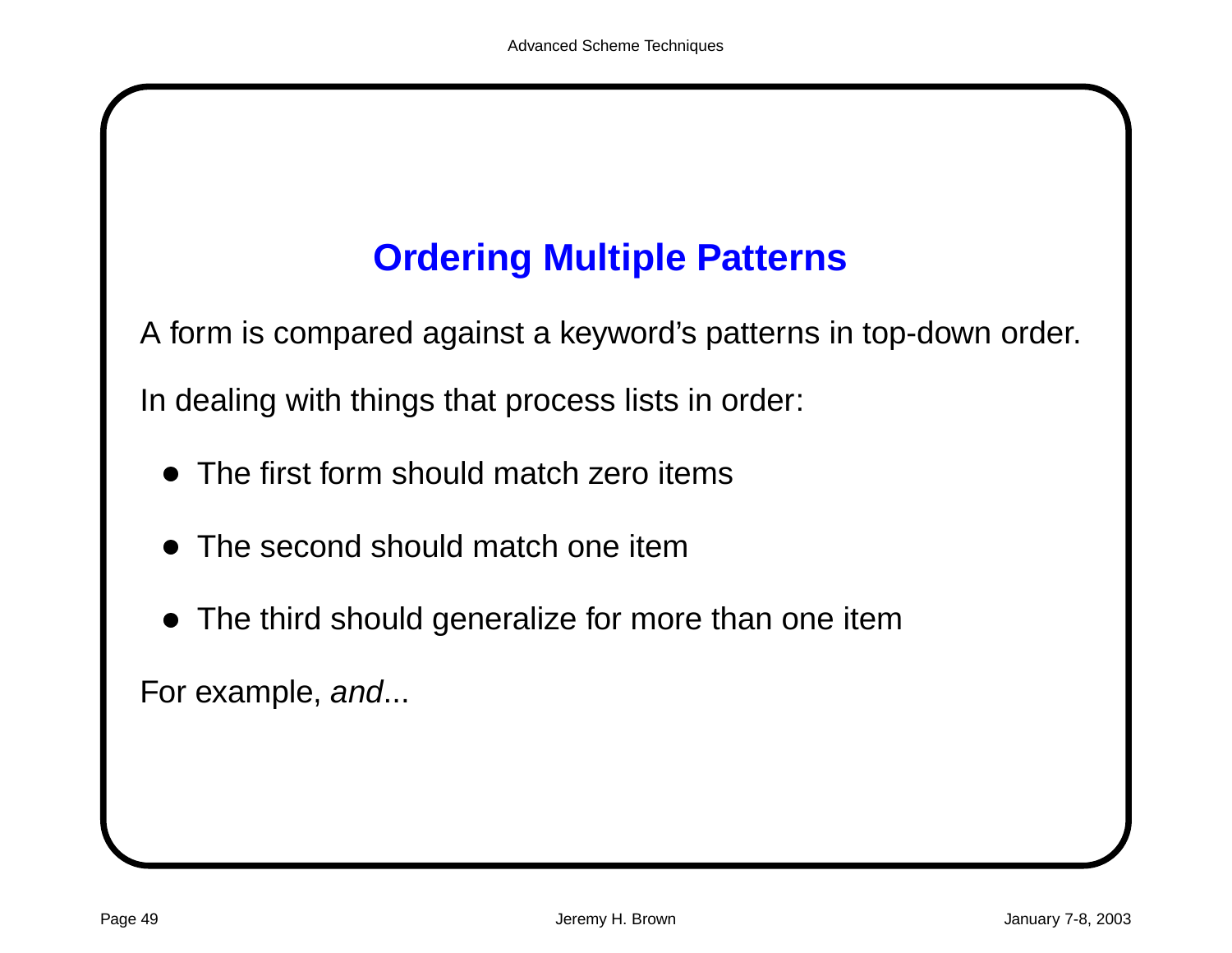## Ordering Multiple Patterns

A form is compared against a keyword's patterns in top-down order.

In dealing with things that process lists in order:

- The first form should match zero items
- The second should match one item
- The third should generalize for more than one item

For example, *and*...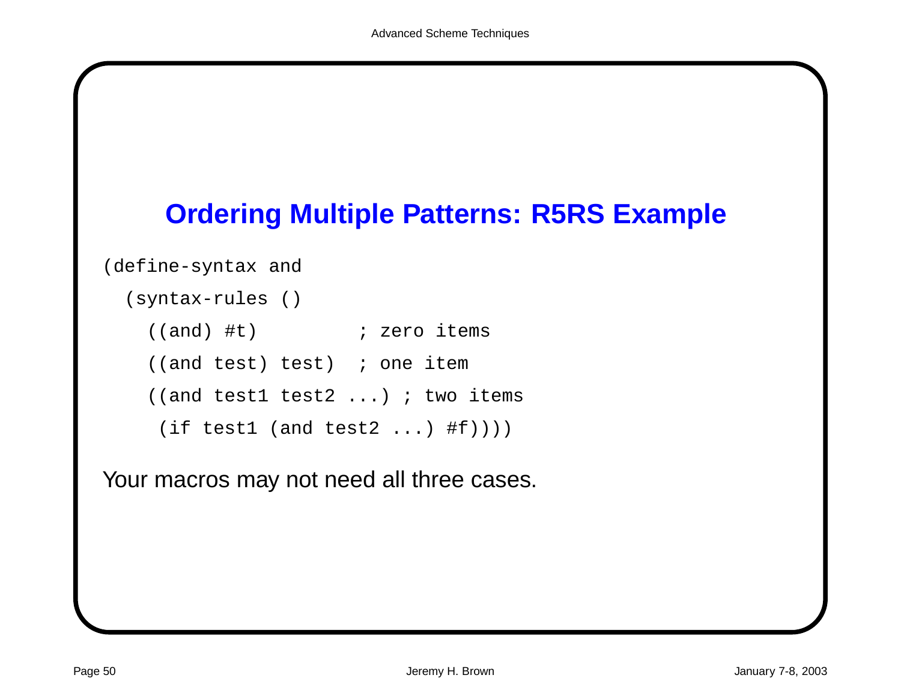# Ordering Multiple Patterns: R5RS Example

```
(define-syntax and
  (syntax-rules ()
    ((and) #t)          ; zero items
    ((and test) test)   ; one item
    ((and test1 test2 ...) ; two items
     (if test1 (and test2 ...) #f))))
```

Your macros may not need all three cases.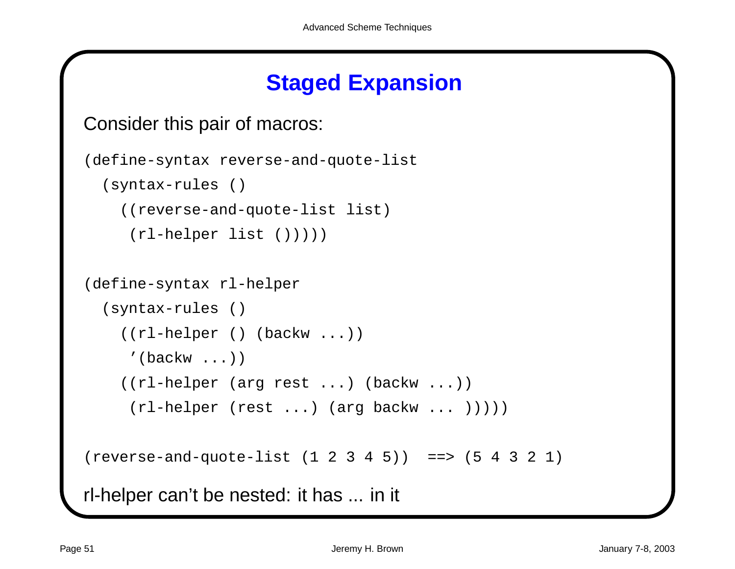# Staged Expansion

Consider this pair of macros:

```
(define-syntax reverse-and-quote-list
  (syntax-rules ()
    ((reverse-and-quote-list list)
     (rl-helper list ()))))

(define-syntax rl-helper
  (syntax-rules ()
    ((rl-helper () (backw ...))
     '(backw ...))
    ((rl-helper (arg rest ...) (backw ...))
     (rl-helper (rest ...) (arg backw ... )))))

(reverse-and-quote-list (1 2 3 4 5))  ==> (5 4 3 2 1)
```

rl-helper can't be nested: it has ... in it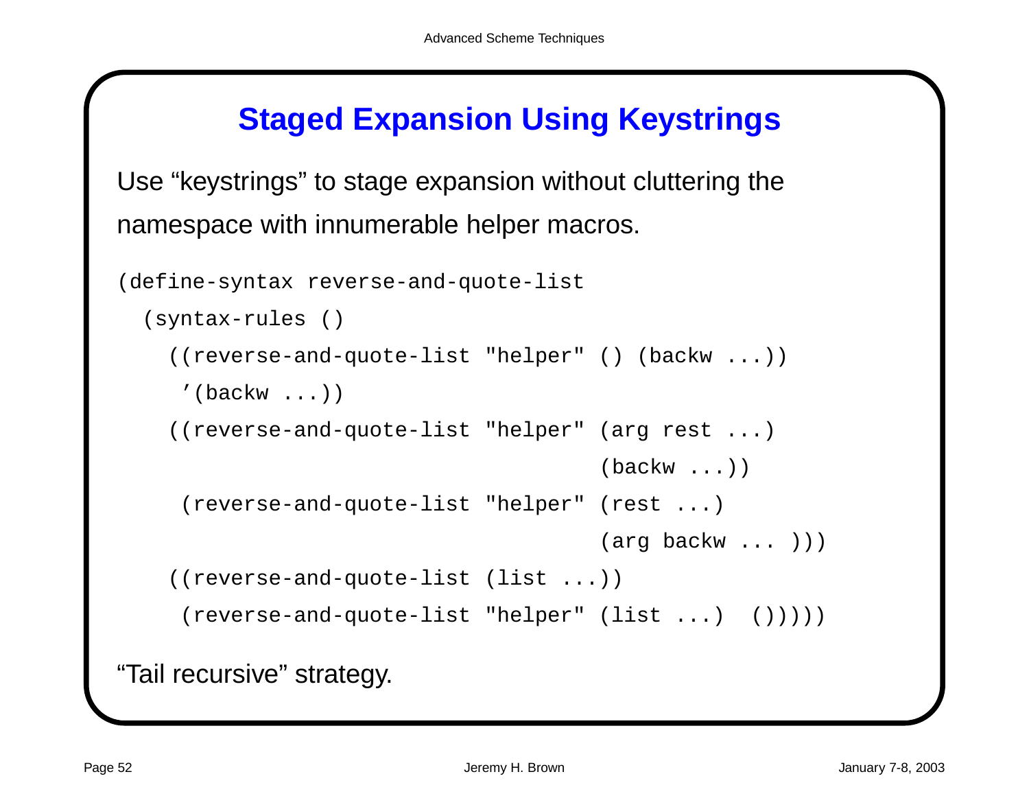## Staged Expansion Using Keystrings

Use “keystrings” to stage expansion without cluttering the namespace with innumerable helper macros.

```
(define-syntax reverse-and-quote-list
  (syntax-rules ()
    ((reverse-and-quote-list "helper" () (backw ...))
     '(backw ...))
    ((reverse-and-quote-list "helper" (arg rest ...)
                                      (backw ...))
     (reverse-and-quote-list "helper" (rest ...)
                                      (arg backw ... )))
    ((reverse-and-quote-list (list ...))
     (reverse-and-quote-list "helper" (list ...)  ()))))
```

“Tail recursive” strategy.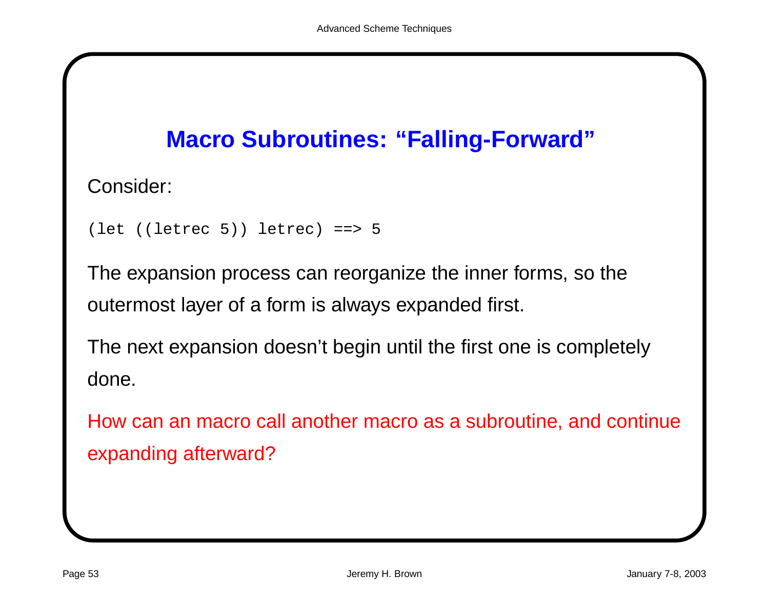## Macro Subroutines: “Falling-Forward”

Consider:

```
(let ((letrec 5)) letrec) ==> 5
```

The expansion process can reorganize the inner forms, so the outermost layer of a form is always expanded first.

The next expansion doesn’t begin until the first one is completely done.

How can an macro call another macro as a subroutine, and continue expanding afterward?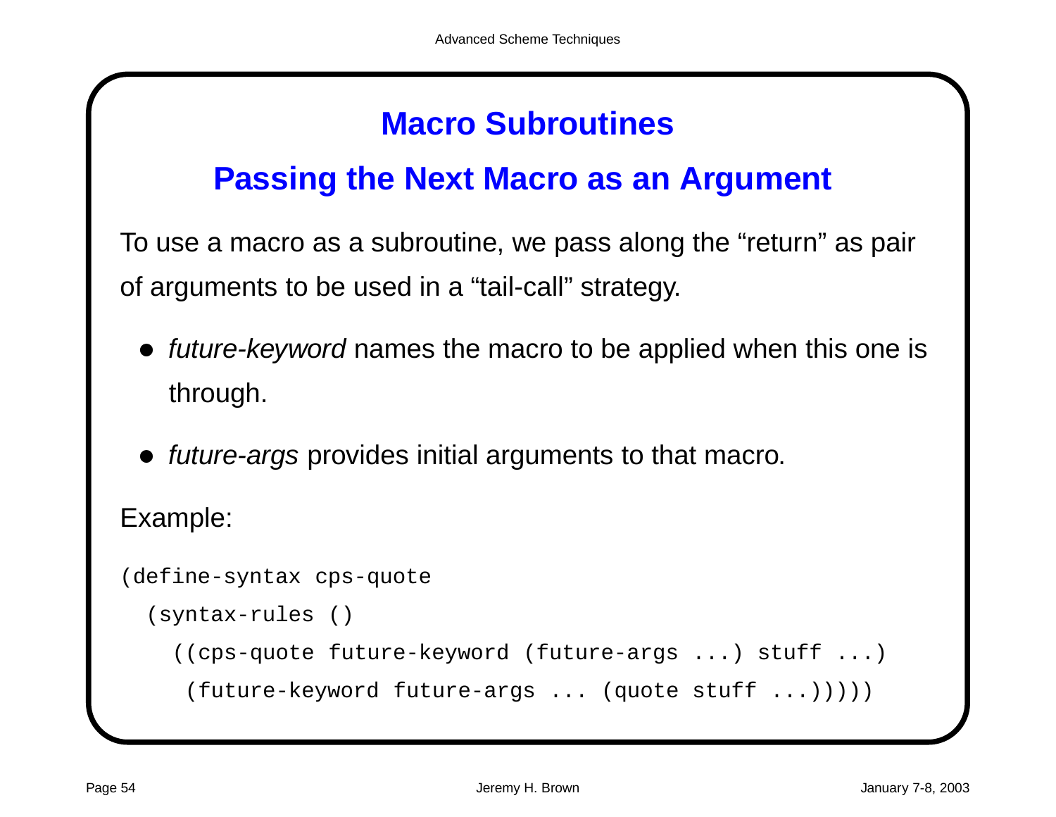# Macro Subroutines

## Passing the Next Macro as an Argument

To use a macro as a subroutine, we pass along the “return” as pair of arguments to be used in a “tail-call” strategy.

- *future-keyword* names the macro to be applied when this one is through.
- *future-args* provides initial arguments to that macro.

Example:

```
(define-syntax cps-quote
  (syntax-rules ()
    ((cps-quote future-keyword (future-args ...) stuff ...)
     (future-keyword future-args ... (quote stuff ...)))))
```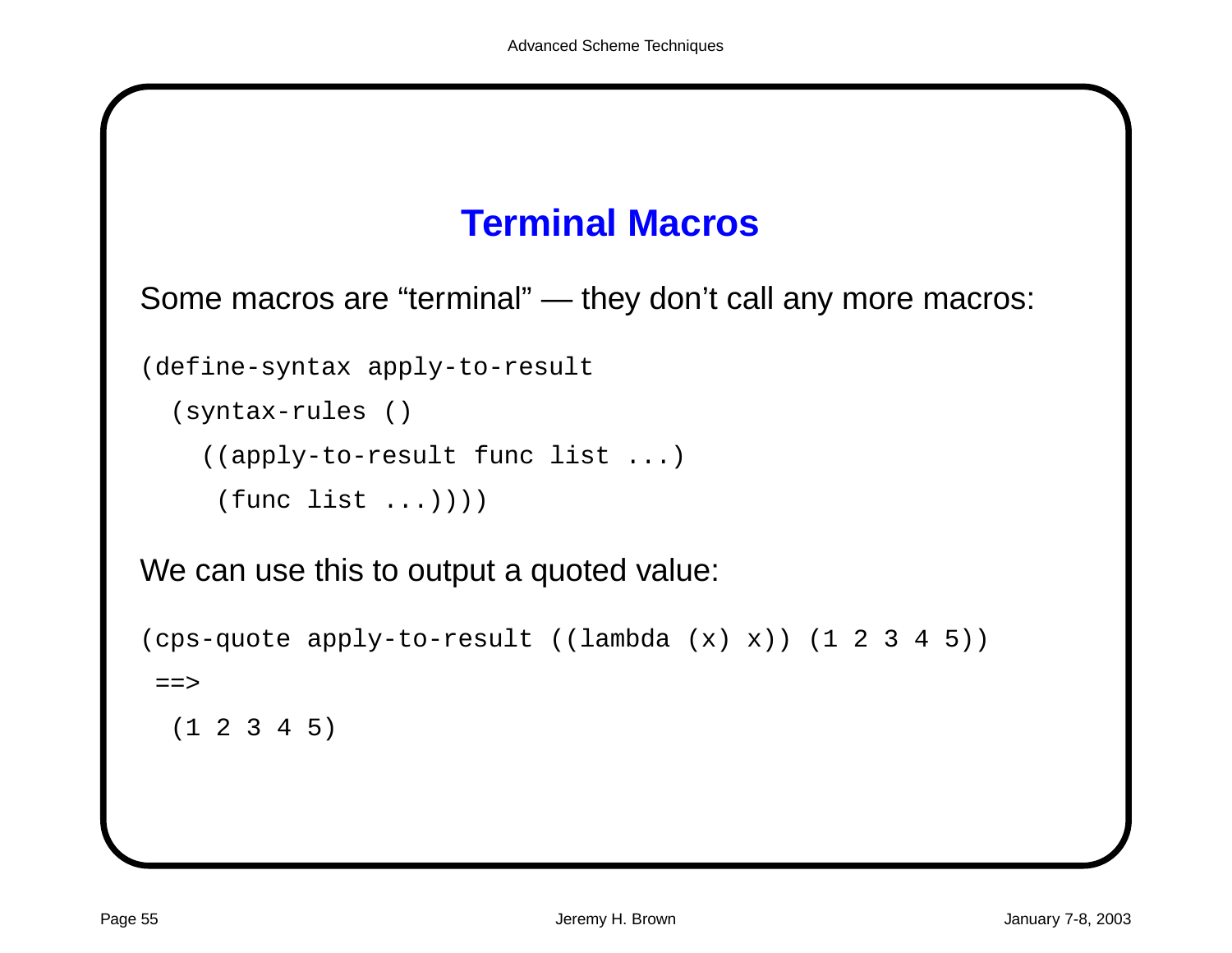# Terminal Macros

Some macros are “terminal” — they don’t call any more macros:

```
(define-syntax apply-to-result
  (syntax-rules ()
    ((apply-to-result func list ...)
     (func list ...))))
```

We can use this to output a quoted value:

```
(cps-quote apply-to-result ((lambda (x) x)) (1 2 3 4 5))
 ==>
  (1 2 3 4 5)
```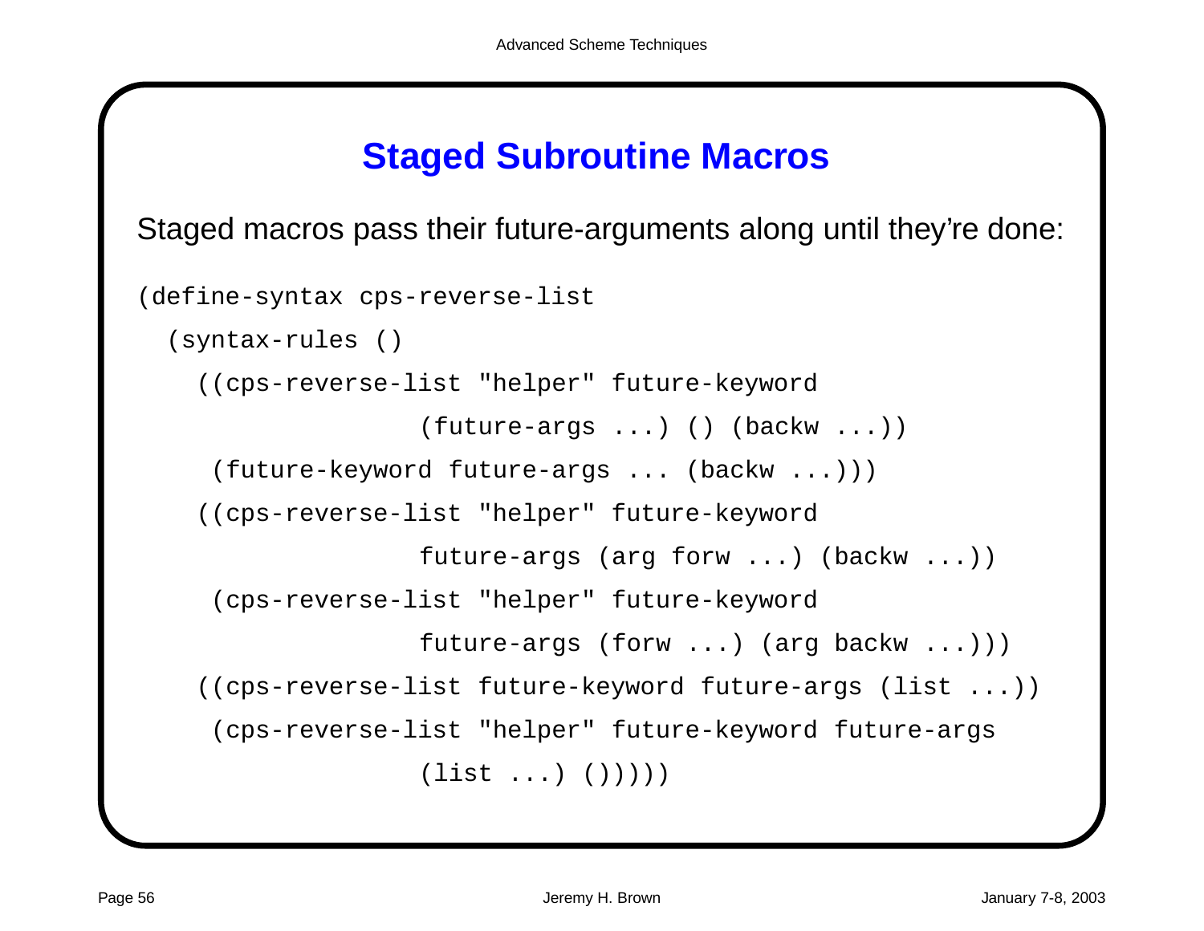## Staged Subroutine Macros

Staged macros pass their future-arguments along until they're done:

```
(define-syntax cps-reverse-list
  (syntax-rules ()
    ((cps-reverse-list "helper" future-keyword
                  (future-args ...) () (backw ...))
     (future-keyword future-args ... (backw ...)))
    ((cps-reverse-list "helper" future-keyword
                  future-args (arg forw ...) (backw ...))
     (cps-reverse-list "helper" future-keyword
                  future-args (forw ...) (arg backw ...)))
    ((cps-reverse-list future-keyword future-args (list ...))
     (cps-reverse-list "helper" future-keyword future-args
                  (list ...) ()))))
```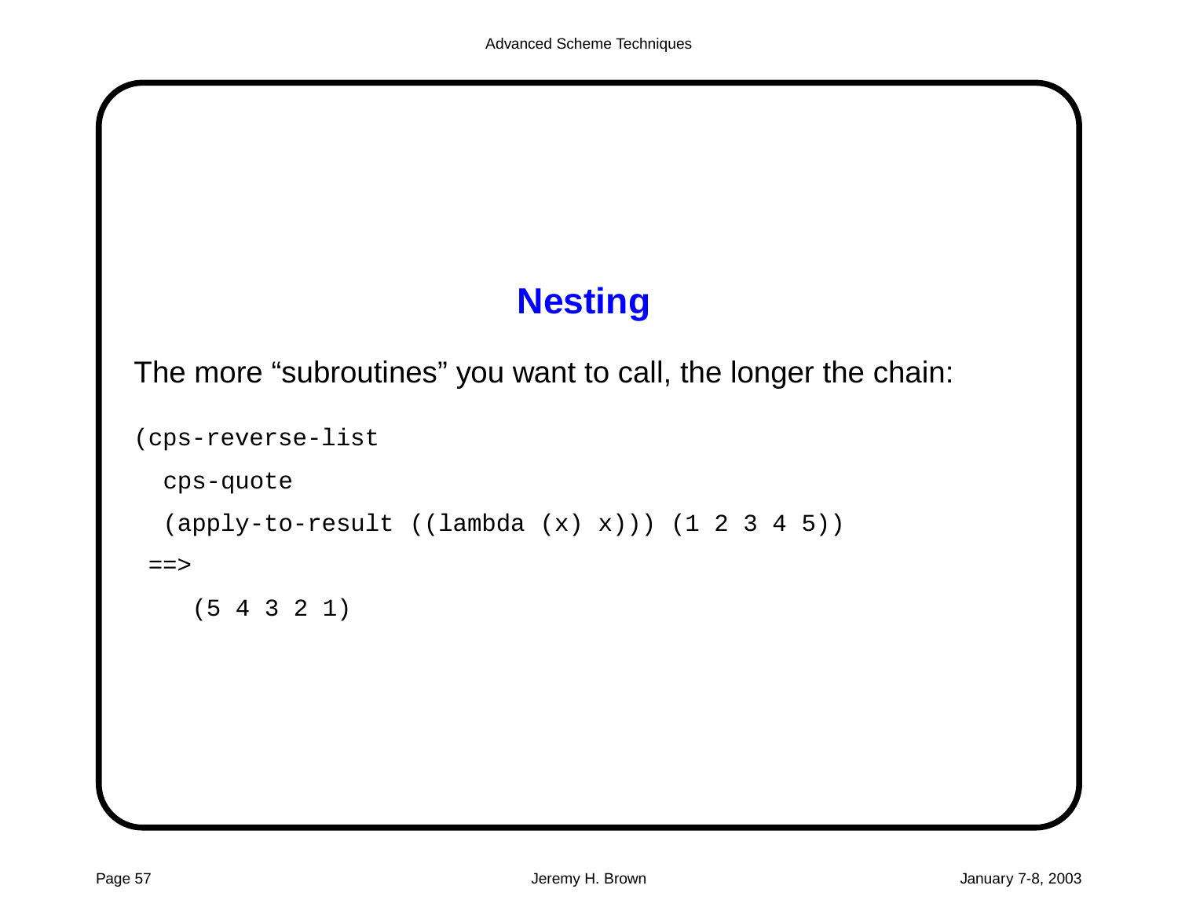## Nesting

The more “subroutines” you want to call, the longer the chain:

```
(cps-reverse-list
  cps-quote
  (apply-to-result ((lambda (x) x))) (1 2 3 4 5))
 ==>
    (5 4 3 2 1)
```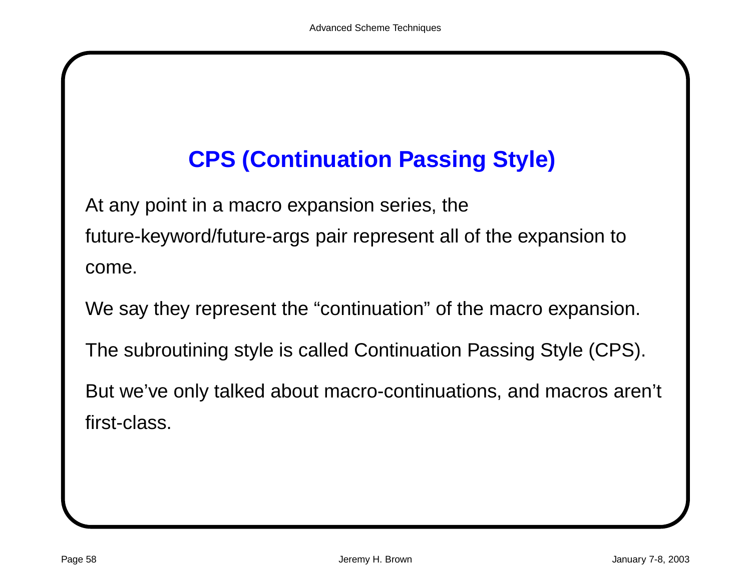# CPS (Continuation Passing Style)

At any point in a macro expansion series, the future-keyword/future-args pair represent all of the expansion to come.

We say they represent the “continuation” of the macro expansion.

The subroutining style is called Continuation Passing Style (CPS).

But we’ve only talked about macro-continuations, and macros aren’t first-class.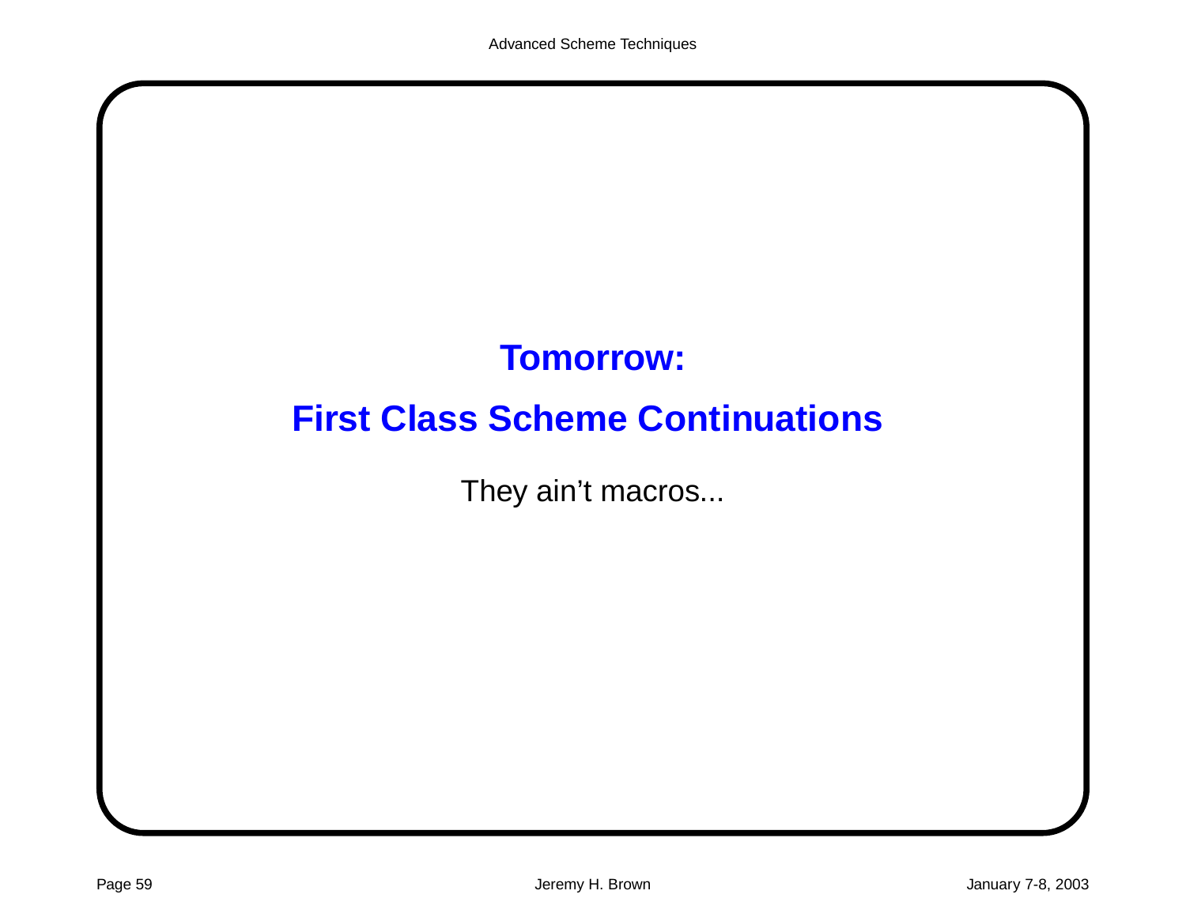## Tomorrow:

## First Class Scheme Continuations

They ain't macros...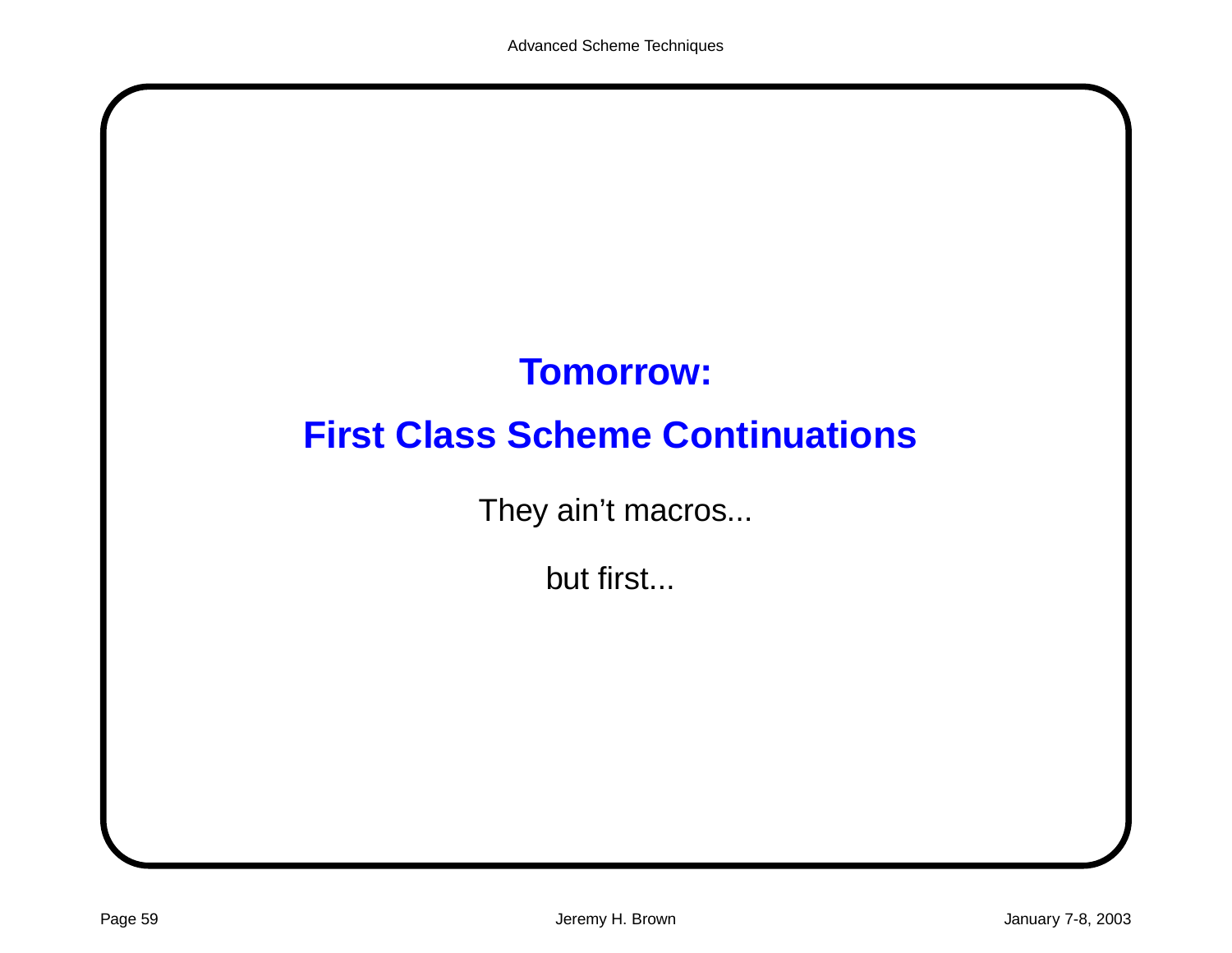## Tomorrow:

## First Class Scheme Continuations

They ain't macros...

but first...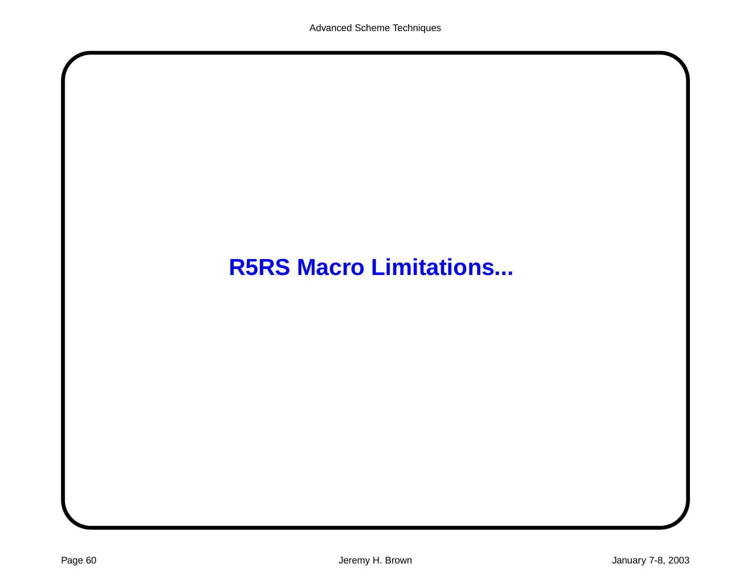# R5RS Macro Limitations...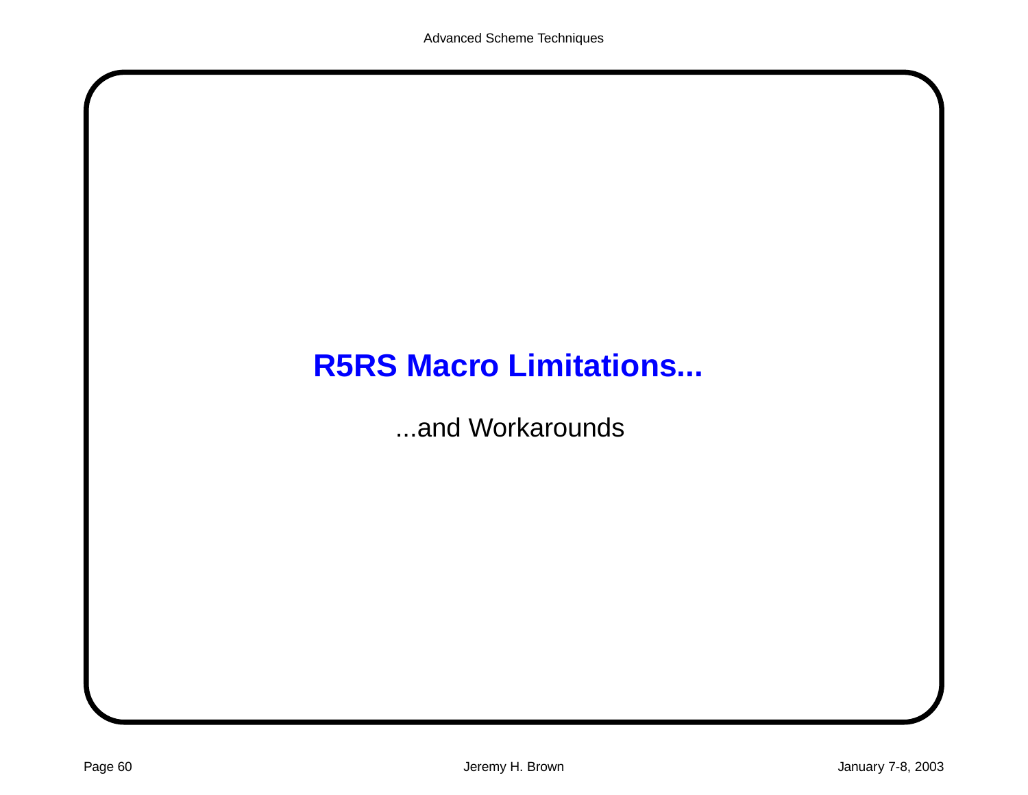# R5RS Macro Limitations...

...and Workarounds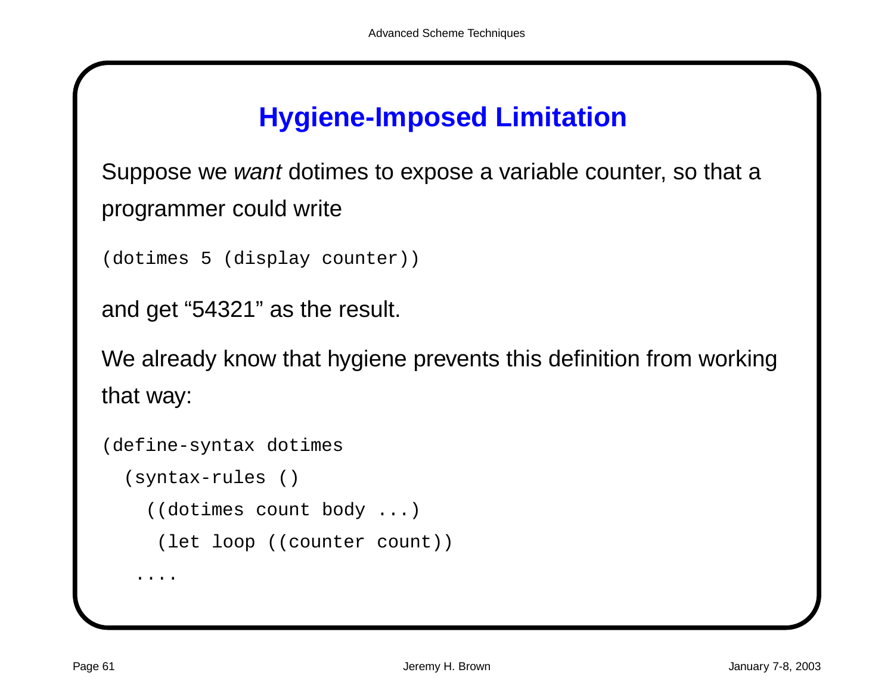# Hygiene-Imposed Limitation

Suppose we *want* dotimes to expose a variable counter, so that a programmer could write

```
(dotimes 5 (display counter))
```

and get “54321” as the result.

We already know that hygiene prevents this definition from working that way:

```
(define-syntax dotimes
  (syntax-rules ()
    ((dotimes count body ...)
     (let loop ((counter count))
   ....
```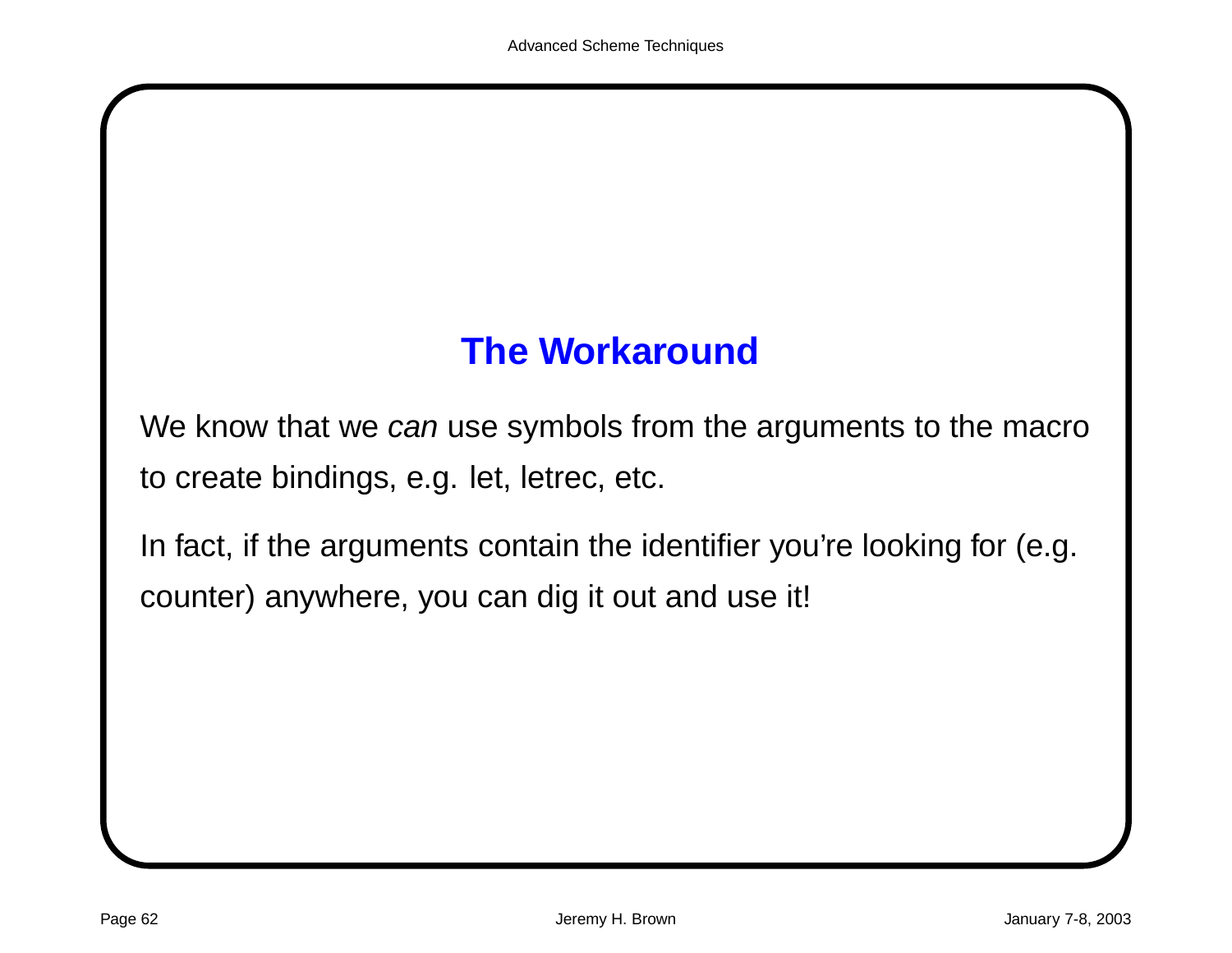## The Workaround

We know that we *can* use symbols from the arguments to the macro to create bindings, e.g. let, letrec, etc.

In fact, if the arguments contain the identifier you're looking for (e.g. counter) anywhere, you can dig it out and use it!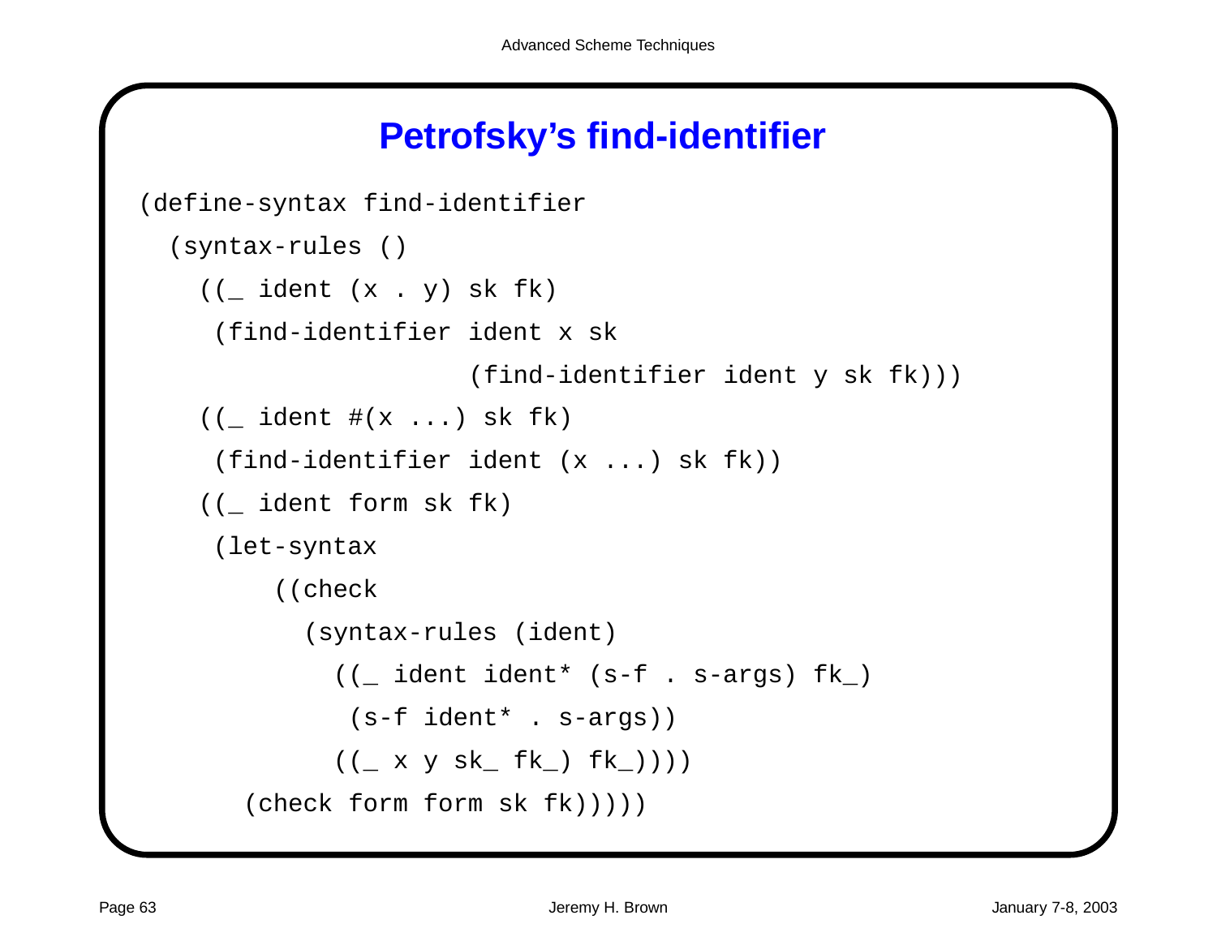# Petrofsky's find-identifier

```
(define-syntax find-identifier
  (syntax-rules ()
    ((_ ident (x . y) sk fk)
     (find-identifier ident x sk
                      (find-identifier ident y sk fk)))
    ((_ ident #(x ...) sk fk)
     (find-identifier ident (x ...) sk fk))
    ((_ ident form sk fk)
     (let-syntax
         ((check
           (syntax-rules (ident)
             ((_ ident ident* (s-f . s-args) fk_)
              (s-f ident* . s-args))
             ((_ x y sk_ fk_) fk_))))
       (check form form sk fk)))))
```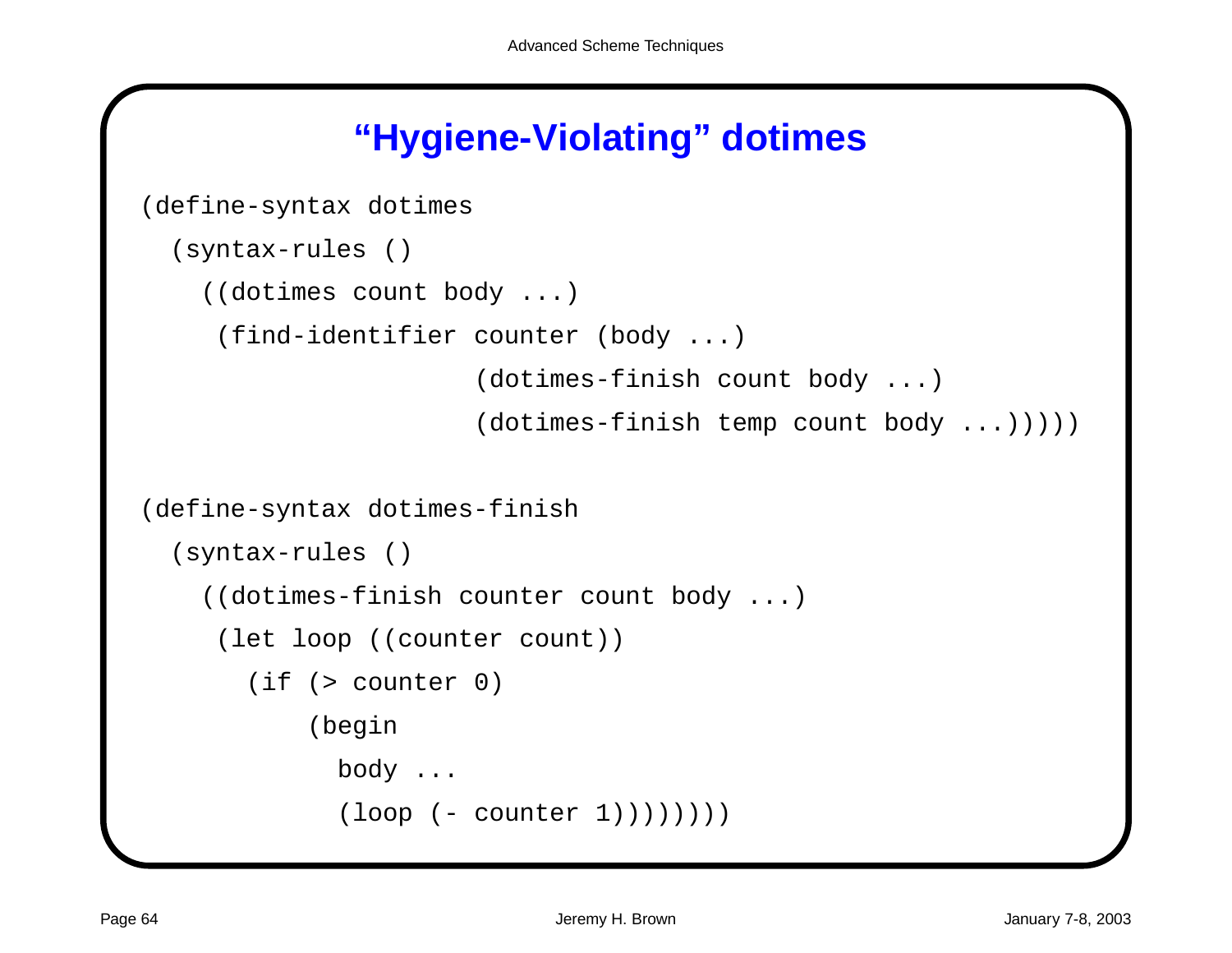# “Hygiene-Violating” dotimes

```scheme
(define-syntax dotimes
  (syntax-rules ()
    ((dotimes count body ...)
     (find-identifier counter (body ...)
                      (dotimes-finish count body ...)
                      (dotimes-finish temp count body ...)))))

(define-syntax dotimes-finish
  (syntax-rules ()
    ((dotimes-finish counter count body ...)
     (let loop ((counter count))
       (if (> counter 0)
           (begin
             body ...
             (loop (- counter 1))))))))
```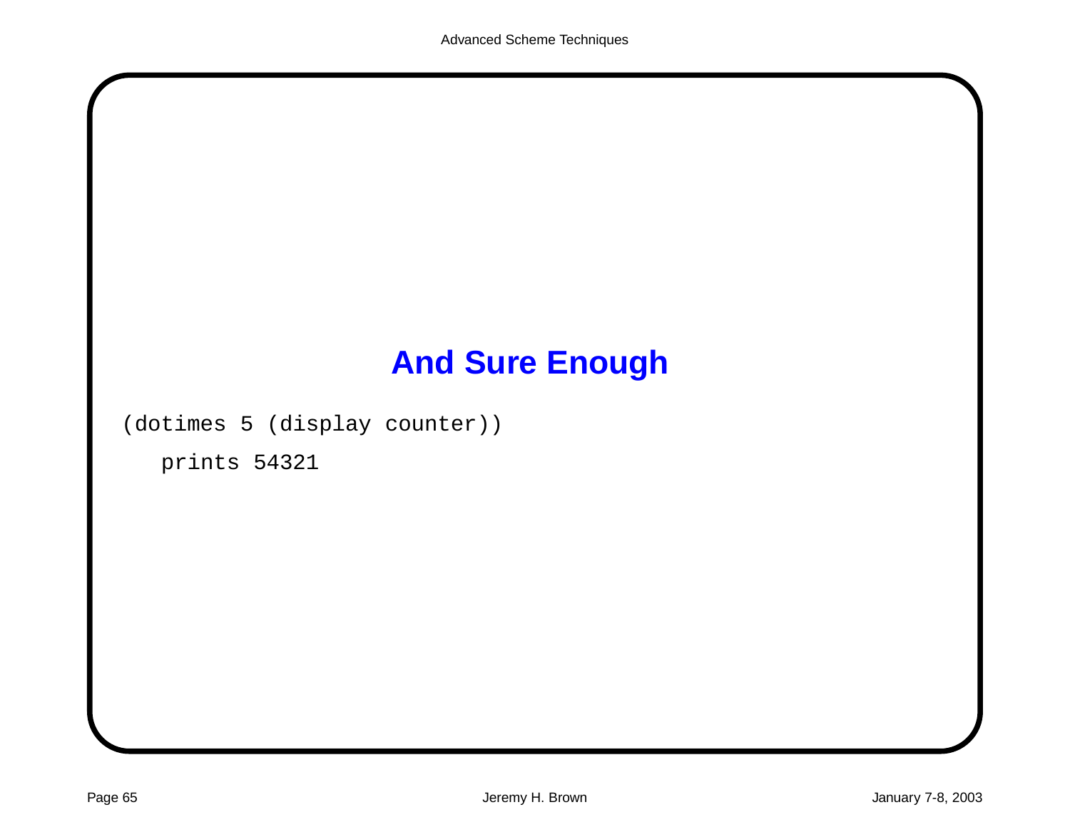## And Sure Enough

```
(dotimes 5 (display counter))
   prints 54321
```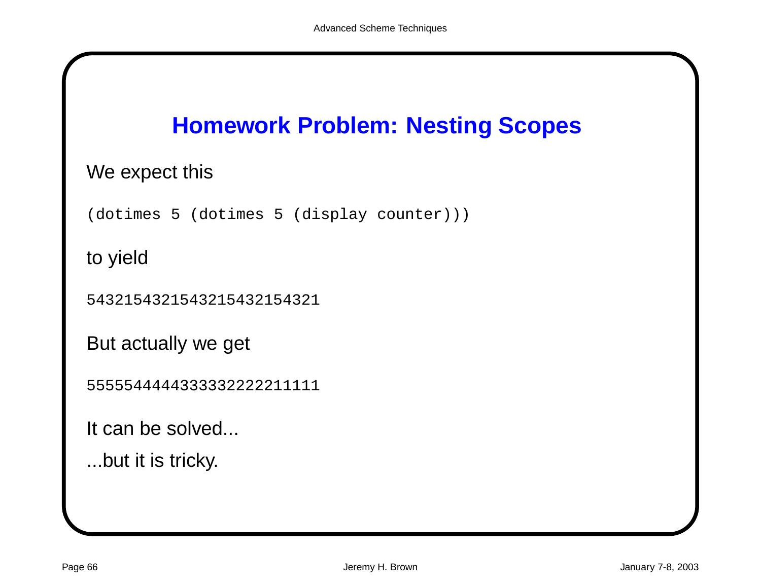# Homework Problem: Nesting Scopes

We expect this

```
(dotimes 5 (dotimes 5 (display counter)))
```

to yield

```
5432154321543215432154321
```

But actually we get

```
5555544444333332222211111
```

It can be solved...

...but it is tricky.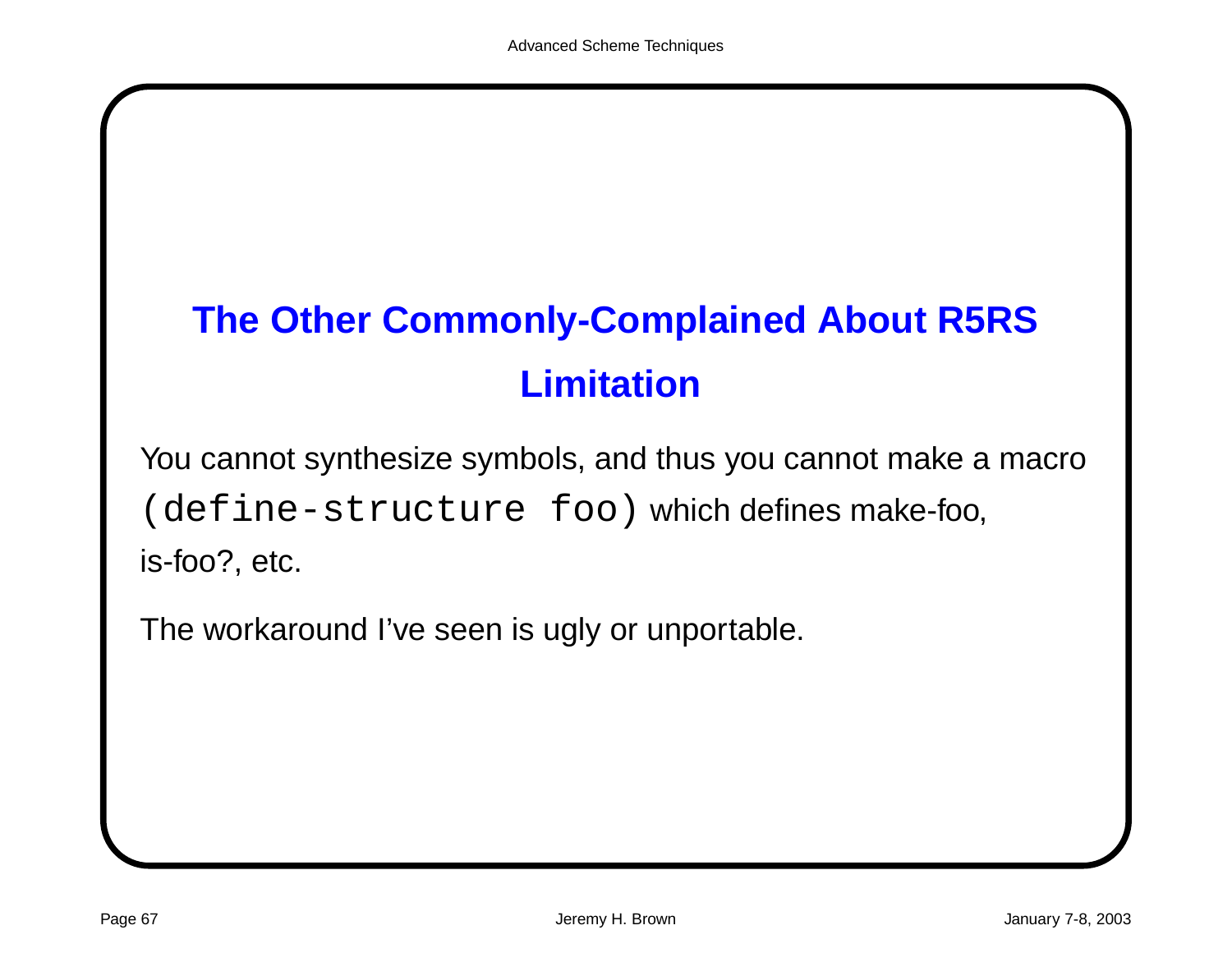# The Other Commonly-Complained About R5RS Limitation

You cannot synthesize symbols, and thus you cannot make a macro `(define-structure foo)` which defines make-foo, is-foo?, etc.

The workaround I've seen is ugly or unportable.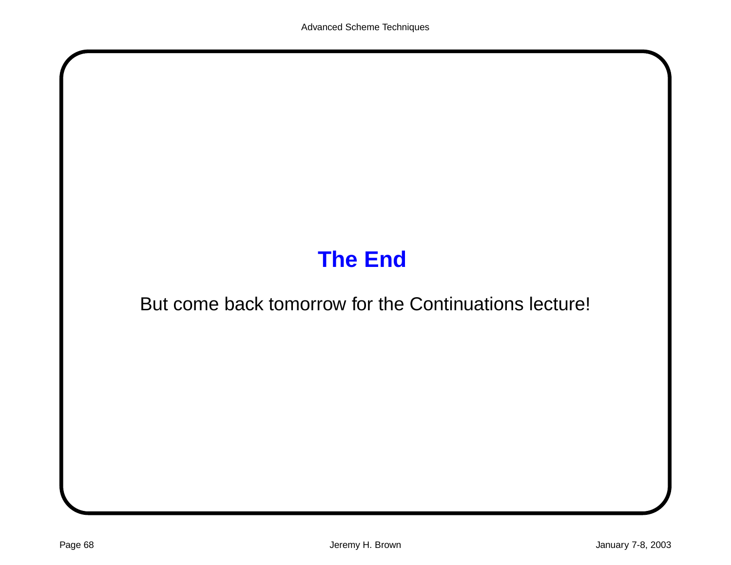# The End

But come back tomorrow for the Continuations lecture!